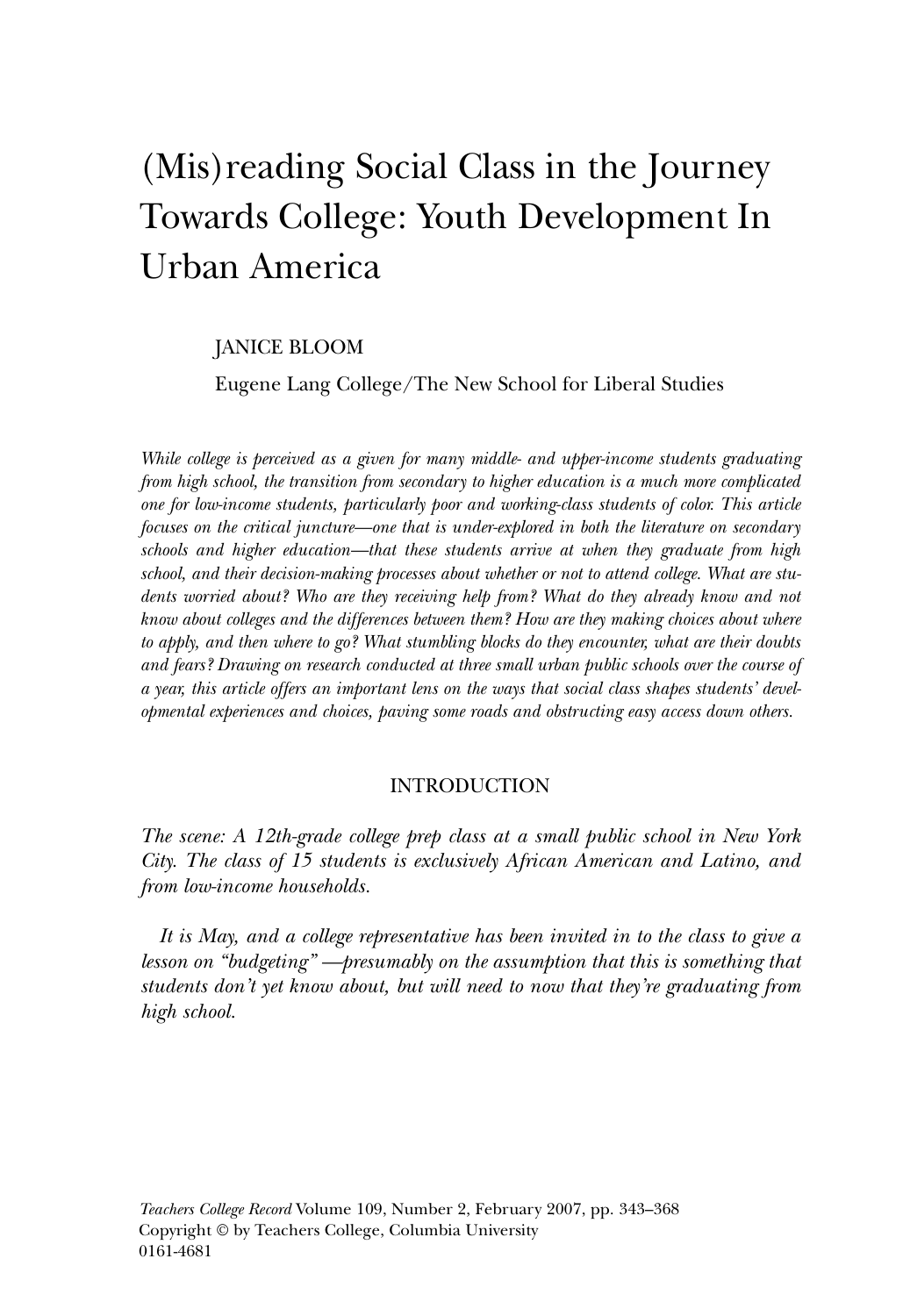# (Mis)reading Social Class in the Journey Towards College: Youth Development In Urban America

JANICE BLOOM

Eugene Lang College/The New School for Liberal Studies

*While college is perceived as a given for many middle- and upper-income students graduating from high school, the transition from secondary to higher education is a much more complicated one for low-income students, particularly poor and working-class students of color. This article focuses on the critical juncture—one that is under-explored in both the literature on secondary schools and higher education—that these students arrive at when they graduate from high school, and their decision-making processes about whether or not to attend college. What are students worried about? Who are they receiving help from? What do they already know and not know about colleges and the differences between them? How are they making choices about where to apply, and then where to go? What stumbling blocks do they encounter, what are their doubts and fears? Drawing on research conducted at three small urban public schools over the course of a year, this article offers an important lens on the ways that social class shapes students' developmental experiences and choices, paving some roads and obstructing easy access down others.*

## INTRODUCTION

*The scene: A 12th-grade college prep class at a small public school in New York City. The class of 15 students is exclusively African American and Latino, and from low-income households.*

*It is May, and a college representative has been invited in to the class to give a lesson on "budgeting" —presumably on the assumption that this is something that students don't yet know about, but will need to now that they're graduating from high school.*

*Teachers College Record* Volume 109, Number 2, February 2007, pp. 343–368
Copyright © by Teachers College, Columbia University
0161-4681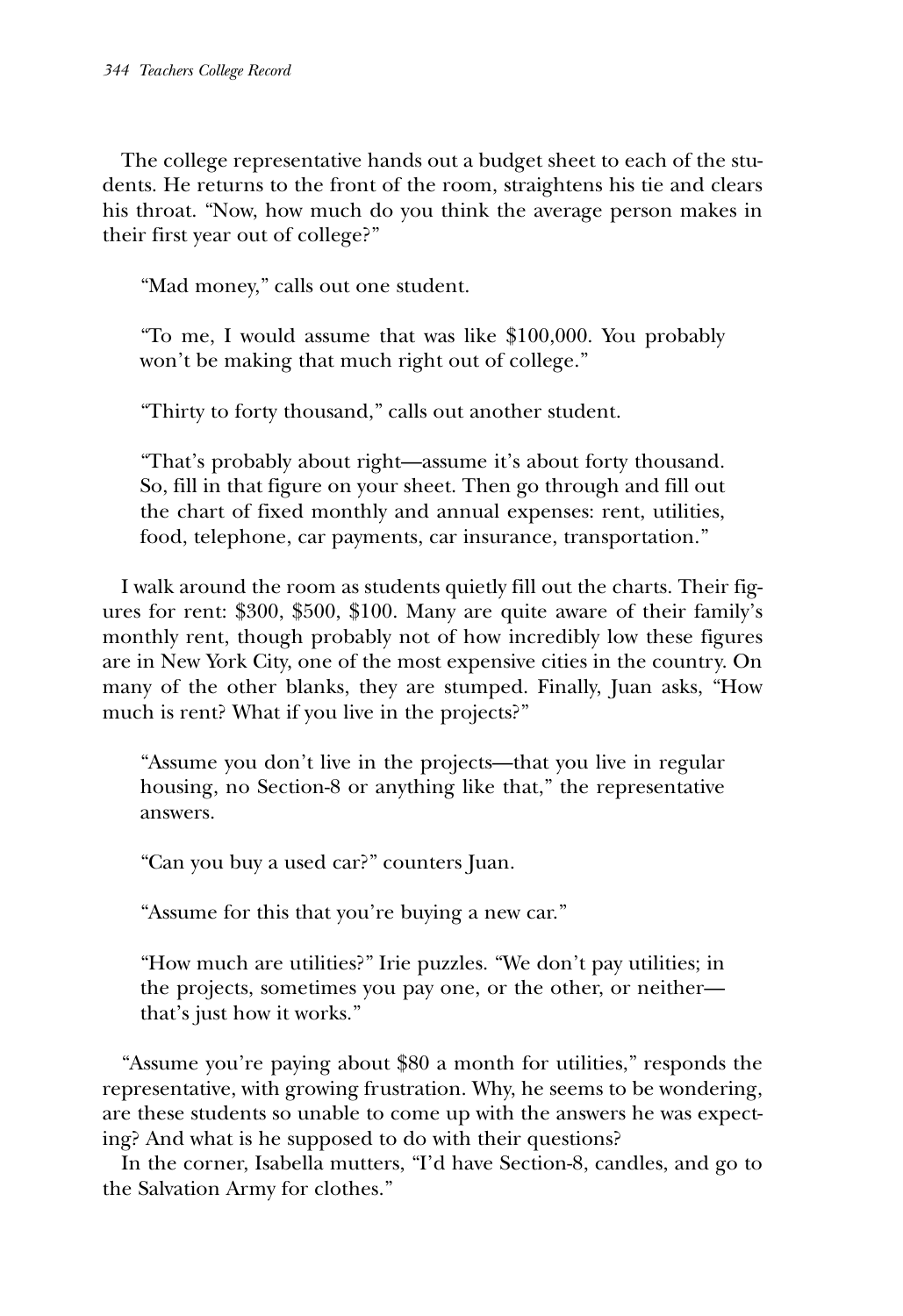The college representative hands out a budget sheet to each of the students. He returns to the front of the room, straightens his tie and clears his throat. "Now, how much do you think the average person makes in their first year out of college?"

> "Mad money," calls out one student.
>
> "To me, I would assume that was like $100,000. You probably won't be making that much right out of college."
>
> "Thirty to forty thousand," calls out another student.
>
> "That's probably about right—assume it's about forty thousand. So, fill in that figure on your sheet. Then go through and fill out the chart of fixed monthly and annual expenses: rent, utilities, food, telephone, car payments, car insurance, transportation."

I walk around the room as students quietly fill out the charts. Their figures for rent: $300, $500, $100. Many are quite aware of their family's monthly rent, though probably not of how incredibly low these figures are in New York City, one of the most expensive cities in the country. On many of the other blanks, they are stumped. Finally, Juan asks, "How much is rent? What if you live in the projects?"

> "Assume you don't live in the projects—that you live in regular housing, no Section-8 or anything like that," the representative answers.
>
> "Can you buy a used car?" counters Juan.
>
> "Assume for this that you're buying a new car."
>
> "How much are utilities?" Irie puzzles. "We don't pay utilities; in the projects, sometimes you pay one, or the other, or neither—that's just how it works."

"Assume you're paying about $80 a month for utilities," responds the representative, with growing frustration. Why, he seems to be wondering, are these students so unable to come up with the answers he was expecting? And what is he supposed to do with their questions?

In the corner, Isabella mutters, "I'd have Section-8, candles, and go to the Salvation Army for clothes."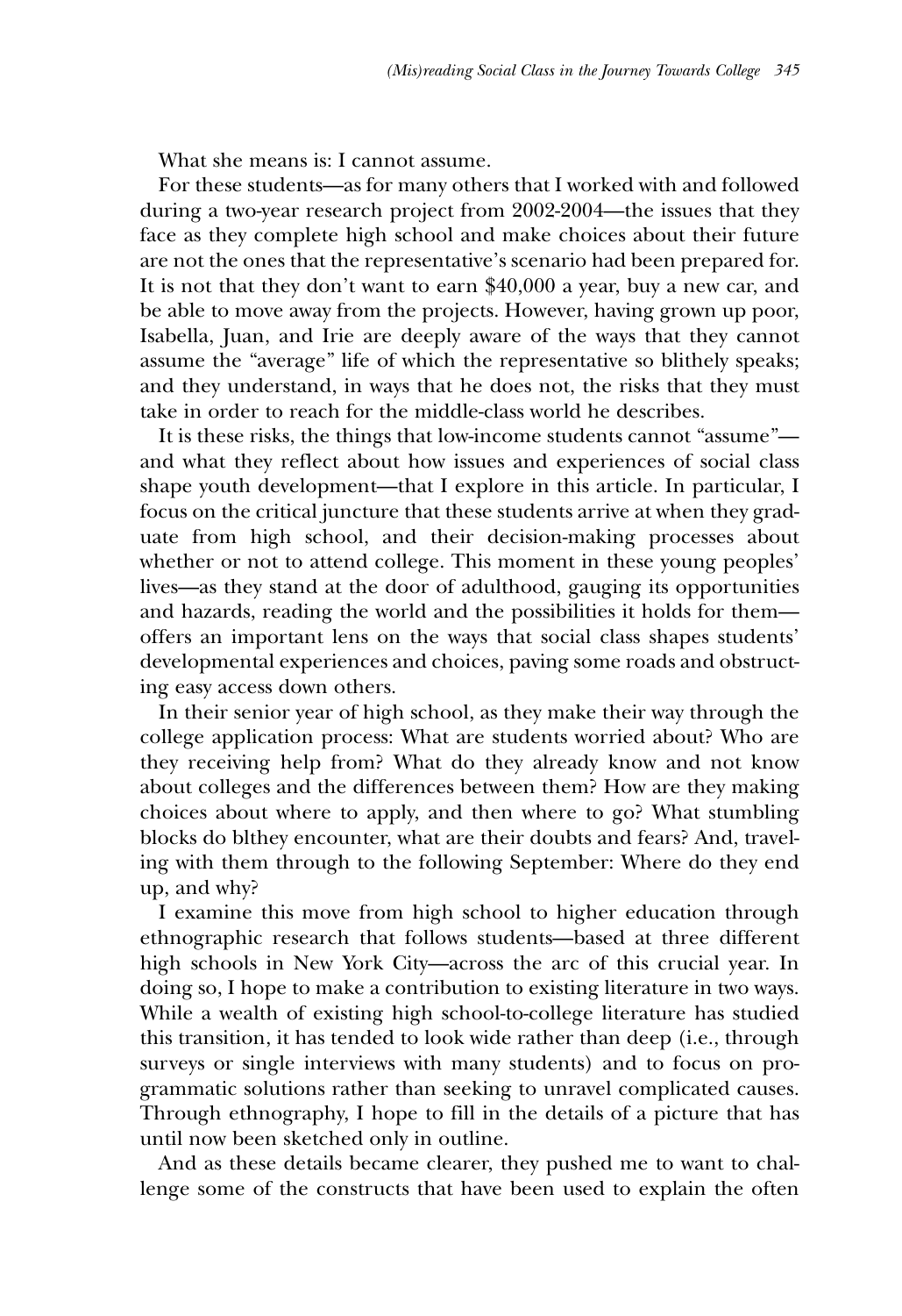What she means is: I cannot assume.

For these students—as for many others that I worked with and followed during a two-year research project from 2002-2004—the issues that they face as they complete high school and make choices about their future are not the ones that the representative's scenario had been prepared for. It is not that they don't want to earn $40,000 a year, buy a new car, and be able to move away from the projects. However, having grown up poor, Isabella, Juan, and Irie are deeply aware of the ways that they cannot assume the "average" life of which the representative so blithely speaks; and they understand, in ways that he does not, the risks that they must take in order to reach for the middle-class world he describes.

It is these risks, the things that low-income students cannot "assume"—and what they reflect about how issues and experiences of social class shape youth development—that I explore in this article. In particular, I focus on the critical juncture that these students arrive at when they graduate from high school, and their decision-making processes about whether or not to attend college. This moment in these young peoples' lives—as they stand at the door of adulthood, gauging its opportunities and hazards, reading the world and the possibilities it holds for them—offers an important lens on the ways that social class shapes students' developmental experiences and choices, paving some roads and obstructing easy access down others.

In their senior year of high school, as they make their way through the college application process: What are students worried about? Who are they receiving help from? What do they already know and not know about colleges and the differences between them? How are they making choices about where to apply, and then where to go? What stumbling blocks do blthey encounter, what are their doubts and fears? And, traveling with them through to the following September: Where do they end up, and why?

I examine this move from high school to higher education through ethnographic research that follows students—based at three different high schools in New York City—across the arc of this crucial year. In doing so, I hope to make a contribution to existing literature in two ways. While a wealth of existing high school-to-college literature has studied this transition, it has tended to look wide rather than deep (i.e., through surveys or single interviews with many students) and to focus on programmatic solutions rather than seeking to unravel complicated causes. Through ethnography, I hope to fill in the details of a picture that has until now been sketched only in outline.

And as these details became clearer, they pushed me to want to challenge some of the constructs that have been used to explain the often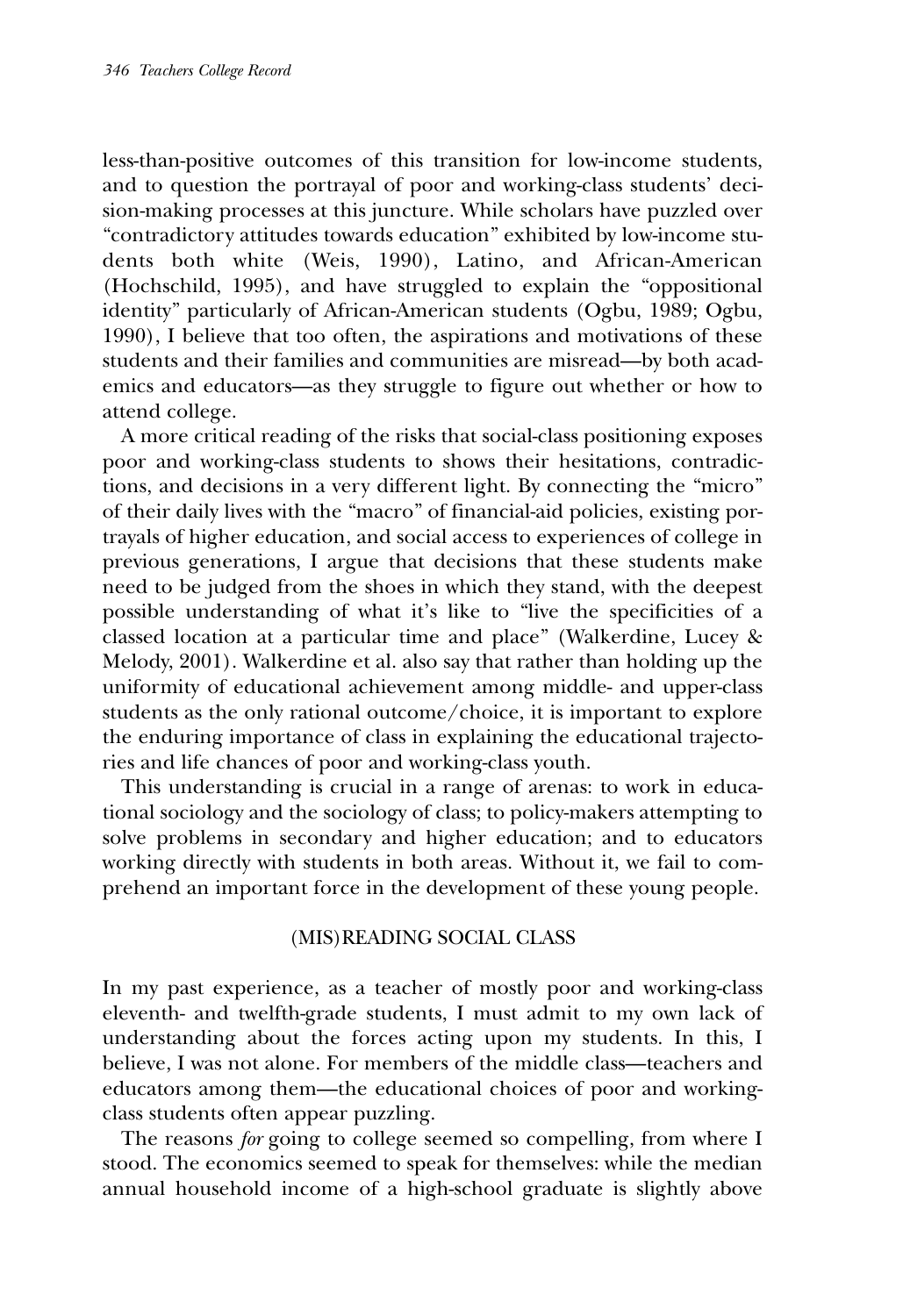less-than-positive outcomes of this transition for low-income students, and to question the portrayal of poor and working-class students' decision-making processes at this juncture. While scholars have puzzled over "contradictory attitudes towards education" exhibited by low-income students both white (Weis, 1990), Latino, and African-American (Hochschild, 1995), and have struggled to explain the "oppositional identity" particularly of African-American students (Ogbu, 1989; Ogbu, 1990), I believe that too often, the aspirations and motivations of these students and their families and communities are misread—by both academics and educators—as they struggle to figure out whether or how to attend college.

A more critical reading of the risks that social-class positioning exposes poor and working-class students to shows their hesitations, contradictions, and decisions in a very different light. By connecting the "micro" of their daily lives with the "macro" of financial-aid policies, existing portrayals of higher education, and social access to experiences of college in previous generations, I argue that decisions that these students make need to be judged from the shoes in which they stand, with the deepest possible understanding of what it's like to "live the specificities of a classed location at a particular time and place" (Walkerdine, Lucey & Melody, 2001). Walkerdine et al. also say that rather than holding up the uniformity of educational achievement among middle- and upper-class students as the only rational outcome/choice, it is important to explore the enduring importance of class in explaining the educational trajectories and life chances of poor and working-class youth.

This understanding is crucial in a range of arenas: to work in educational sociology and the sociology of class; to policy-makers attempting to solve problems in secondary and higher education; and to educators working directly with students in both areas. Without it, we fail to comprehend an important force in the development of these young people.

## (MIS)READING SOCIAL CLASS

In my past experience, as a teacher of mostly poor and working-class eleventh- and twelfth-grade students, I must admit to my own lack of understanding about the forces acting upon my students. In this, I believe, I was not alone. For members of the middle class—teachers and educators among them—the educational choices of poor and working-class students often appear puzzling.

The reasons *for* going to college seemed so compelling, from where I stood. The economics seemed to speak for themselves: while the median annual household income of a high-school graduate is slightly above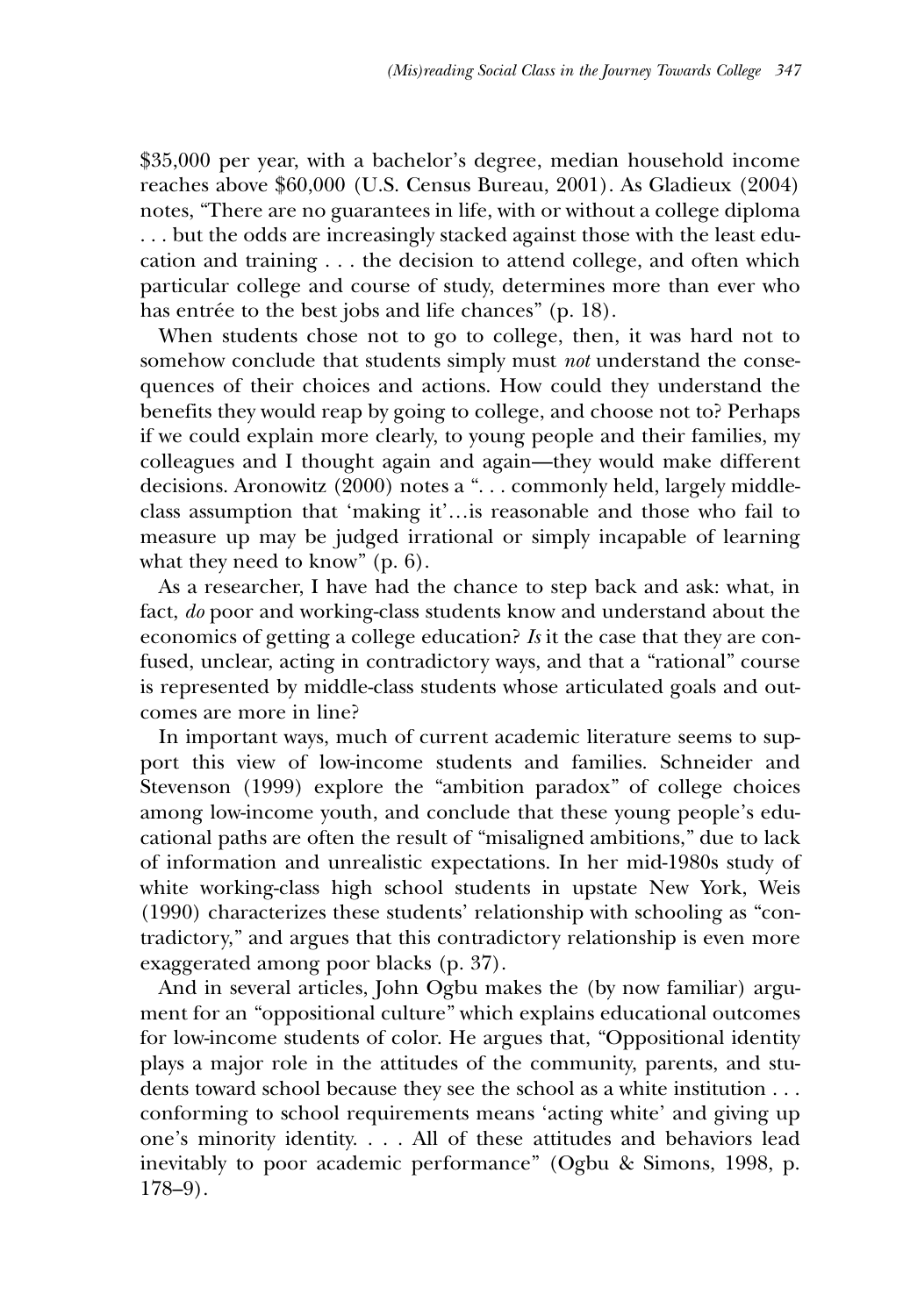$35,000 per year, with a bachelor's degree, median household income reaches above $60,000 (U.S. Census Bureau, 2001). As Gladieux (2004) notes, "There are no guarantees in life, with or without a college diploma . . . but the odds are increasingly stacked against those with the least education and training . . . the decision to attend college, and often which particular college and course of study, determines more than ever who has entrée to the best jobs and life chances" (p. 18).

When students chose not to go to college, then, it was hard not to somehow conclude that students simply must *not* understand the consequences of their choices and actions. How could they understand the benefits they would reap by going to college, and choose not to? Perhaps if we could explain more clearly, to young people and their families, my colleagues and I thought again and again—they would make different decisions. Aronowitz (2000) notes a ". . . commonly held, largely middle-class assumption that 'making it'…is reasonable and those who fail to measure up may be judged irrational or simply incapable of learning what they need to know" (p. 6).

As a researcher, I have had the chance to step back and ask: what, in fact, *do* poor and working-class students know and understand about the economics of getting a college education? *Is* it the case that they are confused, unclear, acting in contradictory ways, and that a "rational" course is represented by middle-class students whose articulated goals and outcomes are more in line?

In important ways, much of current academic literature seems to support this view of low-income students and families. Schneider and Stevenson (1999) explore the "ambition paradox" of college choices among low-income youth, and conclude that these young people's educational paths are often the result of "misaligned ambitions," due to lack of information and unrealistic expectations. In her mid-1980s study of white working-class high school students in upstate New York, Weis (1990) characterizes these students' relationship with schooling as "contradictory," and argues that this contradictory relationship is even more exaggerated among poor blacks (p. 37).

And in several articles, John Ogbu makes the (by now familiar) argument for an "oppositional culture" which explains educational outcomes for low-income students of color. He argues that, "Oppositional identity plays a major role in the attitudes of the community, parents, and students toward school because they see the school as a white institution . . . conforming to school requirements means 'acting white' and giving up one's minority identity. . . . All of these attitudes and behaviors lead inevitably to poor academic performance" (Ogbu & Simons, 1998, p. 178–9).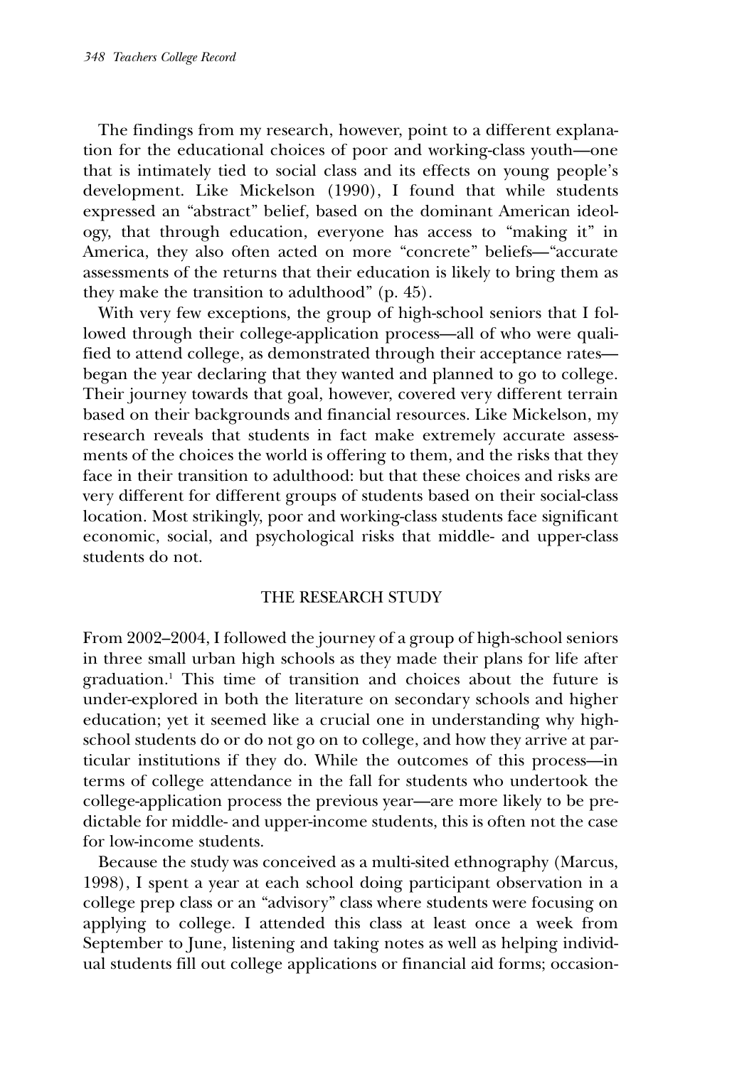The findings from my research, however, point to a different explanation for the educational choices of poor and working-class youth—one that is intimately tied to social class and its effects on young people's development. Like Mickelson (1990), I found that while students expressed an "abstract" belief, based on the dominant American ideology, that through education, everyone has access to "making it" in America, they also often acted on more "concrete" beliefs—"accurate assessments of the returns that their education is likely to bring them as they make the transition to adulthood" (p. 45).

With very few exceptions, the group of high-school seniors that I followed through their college-application process—all of who were qualified to attend college, as demonstrated through their acceptance rates—began the year declaring that they wanted and planned to go to college. Their journey towards that goal, however, covered very different terrain based on their backgrounds and financial resources. Like Mickelson, my research reveals that students in fact make extremely accurate assessments of the choices the world is offering to them, and the risks that they face in their transition to adulthood: but that these choices and risks are very different for different groups of students based on their social-class location. Most strikingly, poor and working-class students face significant economic, social, and psychological risks that middle- and upper-class students do not.

## THE RESEARCH STUDY

From 2002–2004, I followed the journey of a group of high-school seniors in three small urban high schools as they made their plans for life after graduation.[1] This time of transition and choices about the future is under-explored in both the literature on secondary schools and higher education; yet it seemed like a crucial one in understanding why high-school students do or do not go on to college, and how they arrive at particular institutions if they do. While the outcomes of this process—in terms of college attendance in the fall for students who undertook the college-application process the previous year—are more likely to be predictable for middle- and upper-income students, this is often not the case for low-income students.

Because the study was conceived as a multi-sited ethnography (Marcus, 1998), I spent a year at each school doing participant observation in a college prep class or an "advisory" class where students were focusing on applying to college. I attended this class at least once a week from September to June, listening and taking notes as well as helping individual students fill out college applications or financial aid forms; occasion-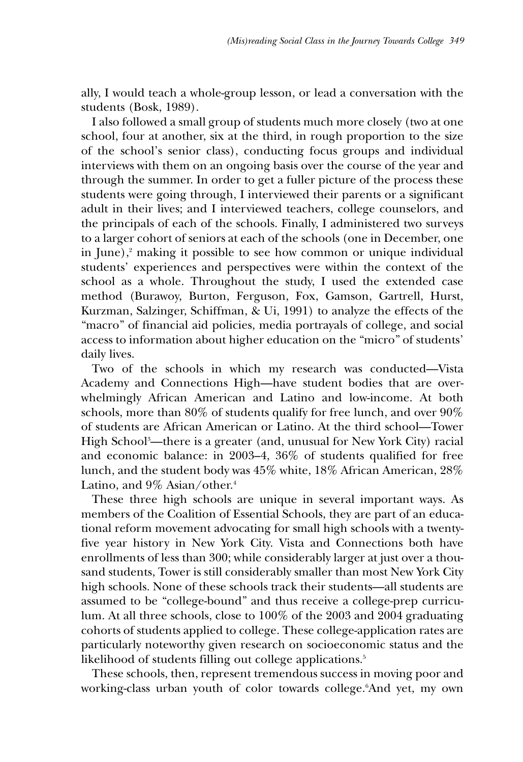ally, I would teach a whole-group lesson, or lead a conversation with the students (Bosk, 1989).

I also followed a small group of students much more closely (two at one school, four at another, six at the third, in rough proportion to the size of the school's senior class), conducting focus groups and individual interviews with them on an ongoing basis over the course of the year and through the summer. In order to get a fuller picture of the process these students were going through, I interviewed their parents or a significant adult in their lives; and I interviewed teachers, college counselors, and the principals of each of the schools. Finally, I administered two surveys to a larger cohort of seniors at each of the schools (one in December, one in June),[2] making it possible to see how common or unique individual students' experiences and perspectives were within the context of the school as a whole. Throughout the study, I used the extended case method (Burawoy, Burton, Ferguson, Fox, Gamson, Gartrell, Hurst, Kurzman, Salzinger, Schiffman, & Ui, 1991) to analyze the effects of the "macro" of financial aid policies, media portrayals of college, and social access to information about higher education on the "micro" of students' daily lives.

Two of the schools in which my research was conducted—Vista Academy and Connections High—have student bodies that are overwhelmingly African American and Latino and low-income. At both schools, more than 80% of students qualify for free lunch, and over 90% of students are African American or Latino. At the third school—Tower High School[3]—there is a greater (and, unusual for New York City) racial and economic balance: in 2003–4, 36% of students qualified for free lunch, and the student body was 45% white, 18% African American, 28% Latino, and 9% Asian/other.[4]

These three high schools are unique in several important ways. As members of the Coalition of Essential Schools, they are part of an educational reform movement advocating for small high schools with a twenty-five year history in New York City. Vista and Connections both have enrollments of less than 300; while considerably larger at just over a thousand students, Tower is still considerably smaller than most New York City high schools. None of these schools track their students—all students are assumed to be "college-bound" and thus receive a college-prep curriculum. At all three schools, close to 100% of the 2003 and 2004 graduating cohorts of students applied to college. These college-application rates are particularly noteworthy given research on socioeconomic status and the likelihood of students filling out college applications.[5]

These schools, then, represent tremendous success in moving poor and working-class urban youth of color towards college.[6] And yet, my own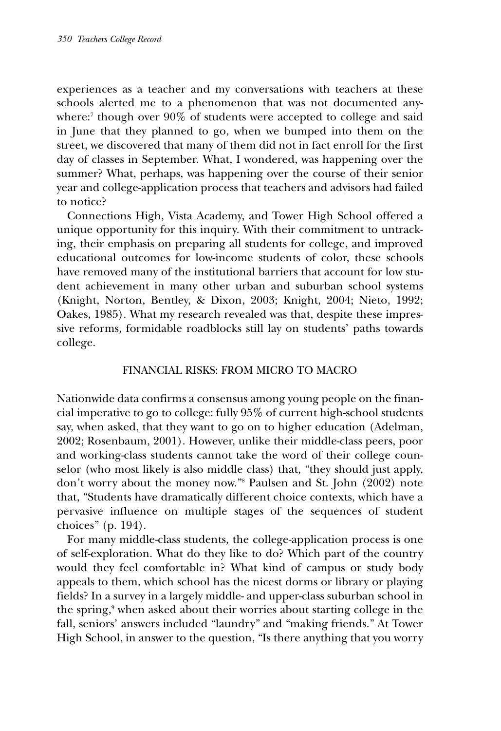experiences as a teacher and my conversations with teachers at these schools alerted me to a phenomenon that was not documented anywhere:[7] though over 90% of students were accepted to college and said in June that they planned to go, when we bumped into them on the street, we discovered that many of them did not in fact enroll for the first day of classes in September. What, I wondered, was happening over the summer? What, perhaps, was happening over the course of their senior year and college-application process that teachers and advisors had failed to notice?

Connections High, Vista Academy, and Tower High School offered a unique opportunity for this inquiry. With their commitment to untracking, their emphasis on preparing all students for college, and improved educational outcomes for low-income students of color, these schools have removed many of the institutional barriers that account for low student achievement in many other urban and suburban school systems (Knight, Norton, Bentley, & Dixon, 2003; Knight, 2004; Nieto, 1992; Oakes, 1985). What my research revealed was that, despite these impressive reforms, formidable roadblocks still lay on students' paths towards college.

## FINANCIAL RISKS: FROM MICRO TO MACRO

Nationwide data confirms a consensus among young people on the financial imperative to go to college: fully 95% of current high-school students say, when asked, that they want to go on to higher education (Adelman, 2002; Rosenbaum, 2001). However, unlike their middle-class peers, poor and working-class students cannot take the word of their college counselor (who most likely is also middle class) that, "they should just apply, don't worry about the money now."[8] Paulsen and St. John (2002) note that, "Students have dramatically different choice contexts, which have a pervasive influence on multiple stages of the sequences of student choices" (p. 194).

For many middle-class students, the college-application process is one of self-exploration. What do they like to do? Which part of the country would they feel comfortable in? What kind of campus or study body appeals to them, which school has the nicest dorms or library or playing fields? In a survey in a largely middle- and upper-class suburban school in the spring,[9] when asked about their worries about starting college in the fall, seniors' answers included "laundry" and "making friends." At Tower High School, in answer to the question, "Is there anything that you worry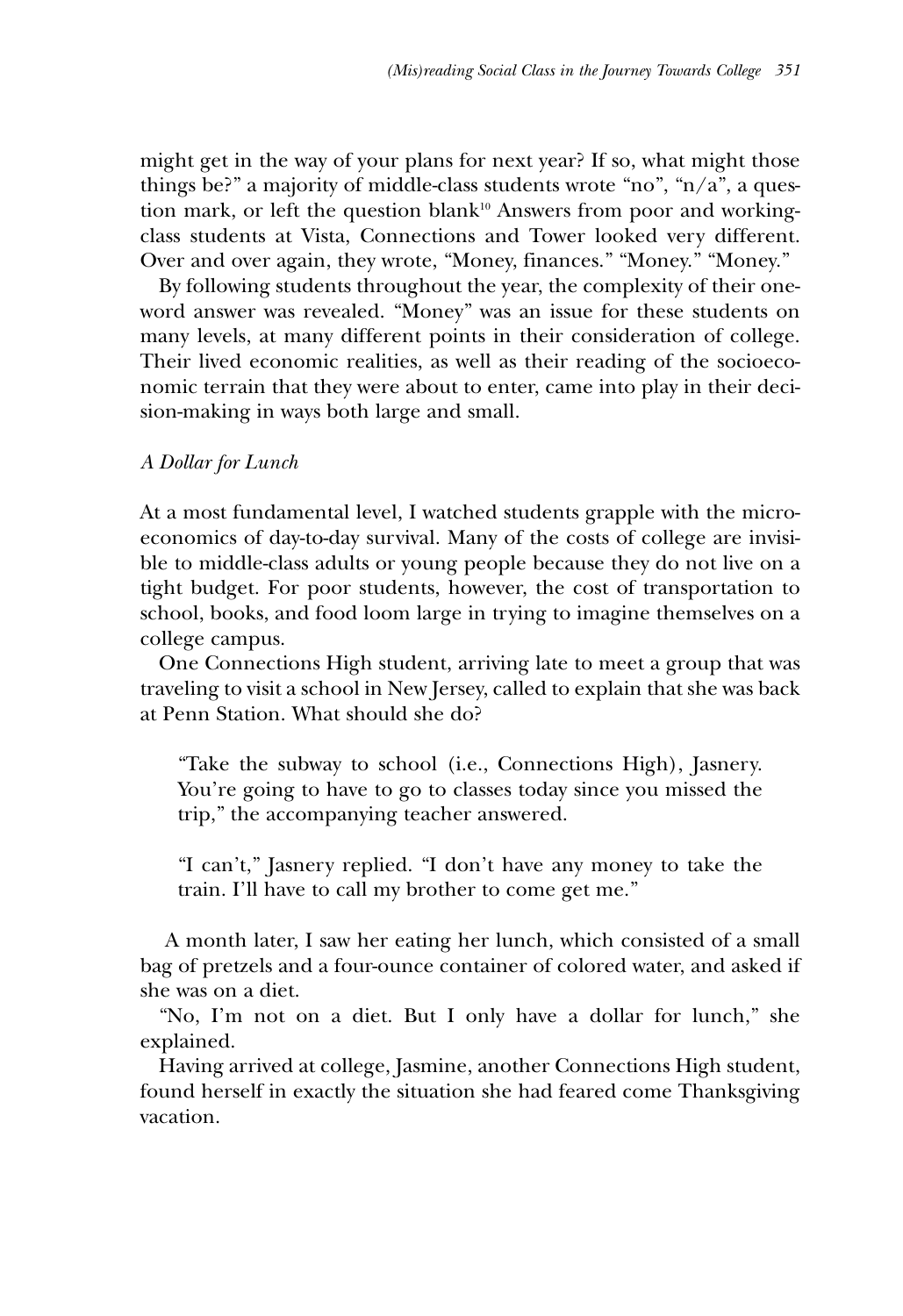might get in the way of your plans for next year? If so, what might those things be?" a majority of middle-class students wrote "no", "n/a", a question mark, or left the question blank[10] Answers from poor and working-class students at Vista, Connections and Tower looked very different. Over and over again, they wrote, "Money, finances." "Money." "Money."

By following students throughout the year, the complexity of their one-word answer was revealed. "Money" was an issue for these students on many levels, at many different points in their consideration of college. Their lived economic realities, as well as their reading of the socioeconomic terrain that they were about to enter, came into play in their decision-making in ways both large and small.

*A Dollar for Lunch*

At a most fundamental level, I watched students grapple with the microeconomics of day-to-day survival. Many of the costs of college are invisible to middle-class adults or young people because they do not live on a tight budget. For poor students, however, the cost of transportation to school, books, and food loom large in trying to imagine themselves on a college campus.

One Connections High student, arriving late to meet a group that was traveling to visit a school in New Jersey, called to explain that she was back at Penn Station. What should she do?

> "Take the subway to school (i.e., Connections High), Jasnery. You're going to have to go to classes today since you missed the trip," the accompanying teacher answered.

> "I can't," Jasnery replied. "I don't have any money to take the train. I'll have to call my brother to come get me."

A month later, I saw her eating her lunch, which consisted of a small bag of pretzels and a four-ounce container of colored water, and asked if she was on a diet.

"No, I'm not on a diet. But I only have a dollar for lunch," she explained.

Having arrived at college, Jasmine, another Connections High student, found herself in exactly the situation she had feared come Thanksgiving vacation.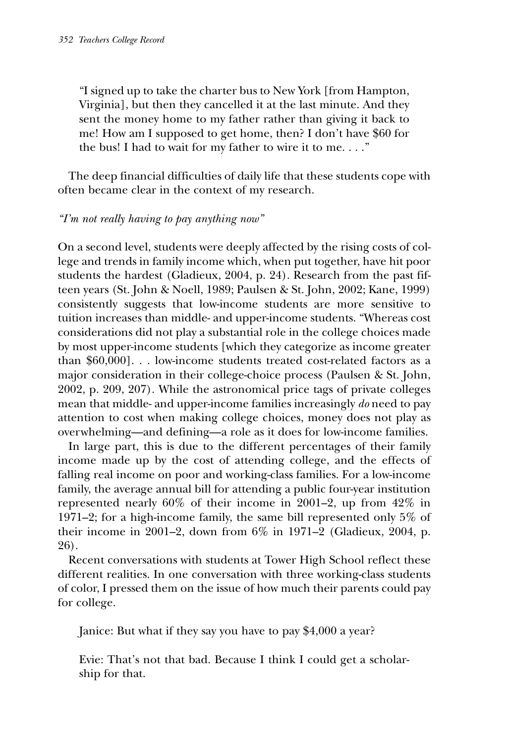> "I signed up to take the charter bus to New York [from Hampton, Virginia], but then they cancelled it at the last minute. And they sent the money home to my father rather than giving it back to me! How am I supposed to get home, then? I don't have $60 for the bus! I had to wait for my father to wire it to me. . . ."

The deep financial difficulties of daily life that these students cope with often became clear in the context of my research.

*"I'm not really having to pay anything now"*

On a second level, students were deeply affected by the rising costs of college and trends in family income which, when put together, have hit poor students the hardest (Gladieux, 2004, p. 24). Research from the past fifteen years (St. John & Noell, 1989; Paulsen & St. John, 2002; Kane, 1999) consistently suggests that low-income students are more sensitive to tuition increases than middle- and upper-income students. "Whereas cost considerations did not play a substantial role in the college choices made by most upper-income students [which they categorize as income greater than $60,000]. . . low-income students treated cost-related factors as a major consideration in their college-choice process (Paulsen & St. John, 2002, p. 209, 207). While the astronomical price tags of private colleges mean that middle- and upper-income families increasingly *do* need to pay attention to cost when making college choices, money does not play as overwhelming—and defining—a role as it does for low-income families.

In large part, this is due to the different percentages of their family income made up by the cost of attending college, and the effects of falling real income on poor and working-class families. For a low-income family, the average annual bill for attending a public four-year institution represented nearly 60% of their income in 2001–2, up from 42% in 1971–2; for a high-income family, the same bill represented only 5% of their income in 2001–2, down from 6% in 1971–2 (Gladieux, 2004, p. 26).

Recent conversations with students at Tower High School reflect these different realities. In one conversation with three working-class students of color, I pressed them on the issue of how much their parents could pay for college.

> Janice: But what if they say you have to pay $4,000 a year?
>
> Evie: That's not that bad. Because I think I could get a scholarship for that.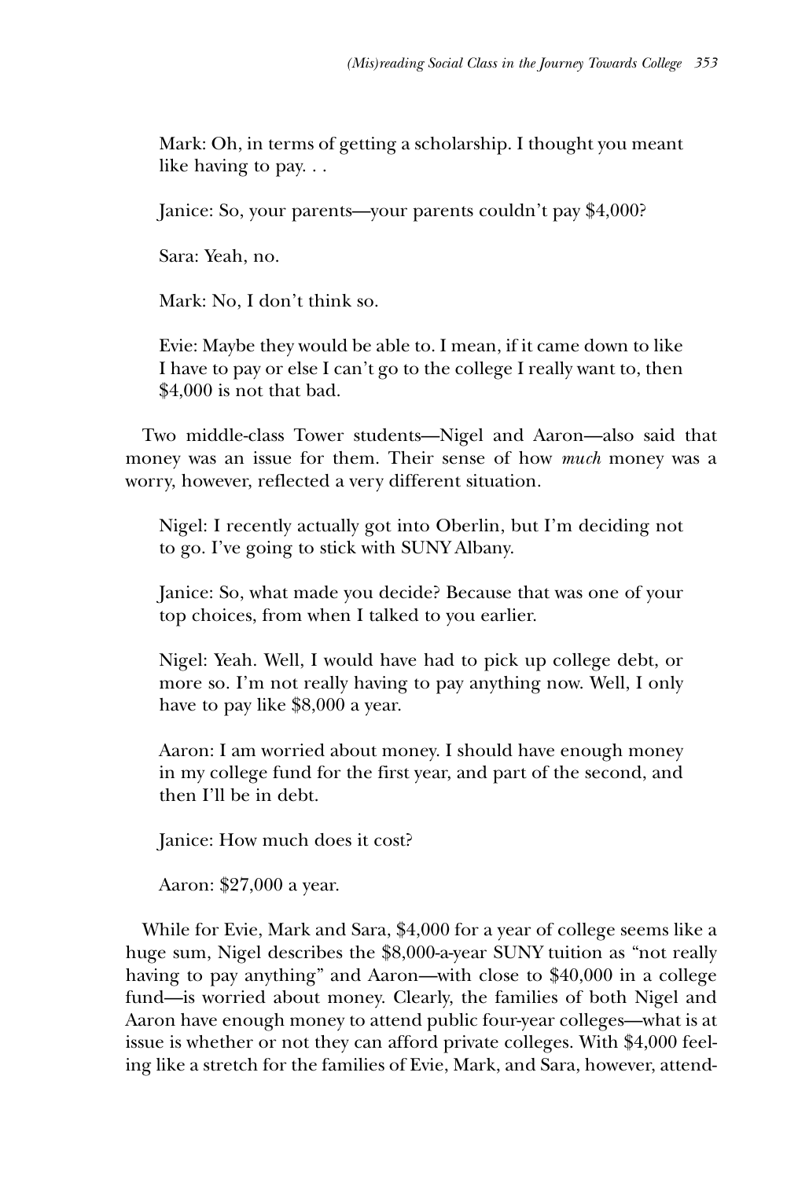Mark: Oh, in terms of getting a scholarship. I thought you meant like having to pay. . .

Janice: So, your parents—your parents couldn't pay $4,000?

Sara: Yeah, no.

Mark: No, I don't think so.

Evie: Maybe they would be able to. I mean, if it came down to like I have to pay or else I can't go to the college I really want to, then $4,000 is not that bad.

Two middle-class Tower students—Nigel and Aaron—also said that money was an issue for them. Their sense of how *much* money was a worry, however, reflected a very different situation.

Nigel: I recently actually got into Oberlin, but I'm deciding not to go. I've going to stick with SUNY Albany.

Janice: So, what made you decide? Because that was one of your top choices, from when I talked to you earlier.

Nigel: Yeah. Well, I would have had to pick up college debt, or more so. I'm not really having to pay anything now. Well, I only have to pay like $8,000 a year.

Aaron: I am worried about money. I should have enough money in my college fund for the first year, and part of the second, and then I'll be in debt.

Janice: How much does it cost?

Aaron: $27,000 a year.

While for Evie, Mark and Sara, $4,000 for a year of college seems like a huge sum, Nigel describes the $8,000-a-year SUNY tuition as "not really having to pay anything" and Aaron—with close to $40,000 in a college fund—is worried about money. Clearly, the families of both Nigel and Aaron have enough money to attend public four-year colleges—what is at issue is whether or not they can afford private colleges. With $4,000 feeling like a stretch for the families of Evie, Mark, and Sara, however, attend-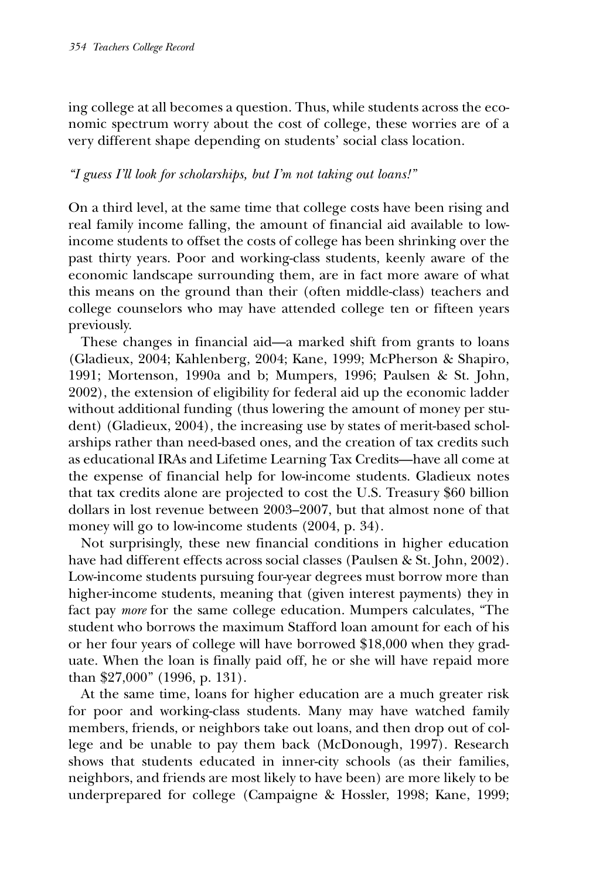ing college at all becomes a question. Thus, while students across the economic spectrum worry about the cost of college, these worries are of a very different shape depending on students' social class location.

*"I guess I'll look for scholarships, but I'm not taking out loans!"*

On a third level, at the same time that college costs have been rising and real family income falling, the amount of financial aid available to low-income students to offset the costs of college has been shrinking over the past thirty years. Poor and working-class students, keenly aware of the economic landscape surrounding them, are in fact more aware of what this means on the ground than their (often middle-class) teachers and college counselors who may have attended college ten or fifteen years previously.

These changes in financial aid—a marked shift from grants to loans (Gladieux, 2004; Kahlenberg, 2004; Kane, 1999; McPherson & Shapiro, 1991; Mortenson, 1990a and b; Mumpers, 1996; Paulsen & St. John, 2002), the extension of eligibility for federal aid up the economic ladder without additional funding (thus lowering the amount of money per student) (Gladieux, 2004), the increasing use by states of merit-based scholarships rather than need-based ones, and the creation of tax credits such as educational IRAs and Lifetime Learning Tax Credits—have all come at the expense of financial help for low-income students. Gladieux notes that tax credits alone are projected to cost the U.S. Treasury $60 billion dollars in lost revenue between 2003–2007, but that almost none of that money will go to low-income students (2004, p. 34).

Not surprisingly, these new financial conditions in higher education have had different effects across social classes (Paulsen & St. John, 2002). Low-income students pursuing four-year degrees must borrow more than higher-income students, meaning that (given interest payments) they in fact pay *more* for the same college education. Mumpers calculates, "The student who borrows the maximum Stafford loan amount for each of his or her four years of college will have borrowed $18,000 when they graduate. When the loan is finally paid off, he or she will have repaid more than $27,000" (1996, p. 131).

At the same time, loans for higher education are a much greater risk for poor and working-class students. Many may have watched family members, friends, or neighbors take out loans, and then drop out of college and be unable to pay them back (McDonough, 1997). Research shows that students educated in inner-city schools (as their families, neighbors, and friends are most likely to have been) are more likely to be underprepared for college (Campaigne & Hossler, 1998; Kane, 1999;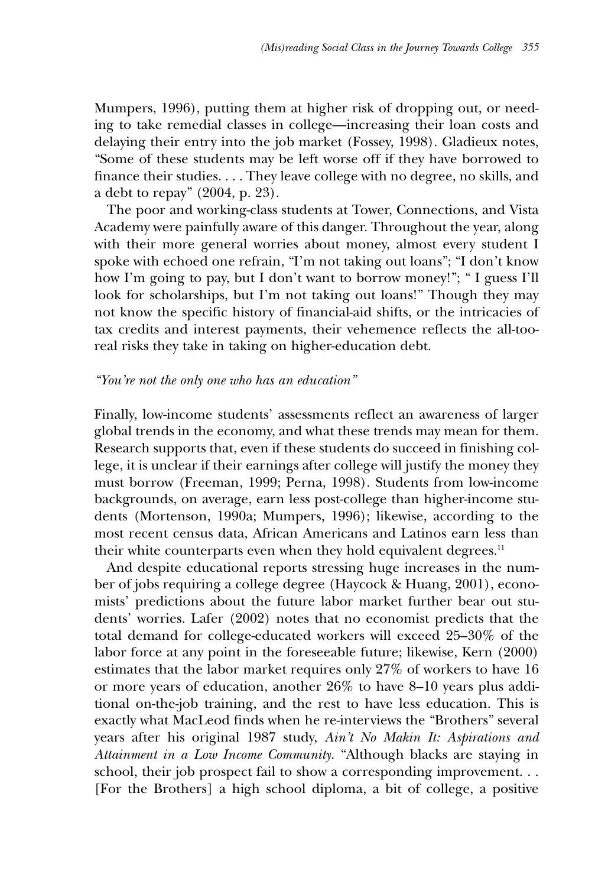Mumpers, 1996), putting them at higher risk of dropping out, or needing to take remedial classes in college—increasing their loan costs and delaying their entry into the job market (Fossey, 1998). Gladieux notes, "Some of these students may be left worse off if they have borrowed to finance their studies. . . . They leave college with no degree, no skills, and a debt to repay" (2004, p. 23).

The poor and working-class students at Tower, Connections, and Vista Academy were painfully aware of this danger. Throughout the year, along with their more general worries about money, almost every student I spoke with echoed one refrain, "I'm not taking out loans"; "I don't know how I'm going to pay, but I don't want to borrow money!"; " I guess I'll look for scholarships, but I'm not taking out loans!" Though they may not know the specific history of financial-aid shifts, or the intricacies of tax credits and interest payments, their vehemence reflects the all-too-real risks they take in taking on higher-education debt.

*"You're not the only one who has an education"*

Finally, low-income students' assessments reflect an awareness of larger global trends in the economy, and what these trends may mean for them. Research supports that, even if these students do succeed in finishing college, it is unclear if their earnings after college will justify the money they must borrow (Freeman, 1999; Perna, 1998). Students from low-income backgrounds, on average, earn less post-college than higher-income students (Mortenson, 1990a; Mumpers, 1996); likewise, according to the most recent census data, African Americans and Latinos earn less than their white counterparts even when they hold equivalent degrees.[11]

And despite educational reports stressing huge increases in the number of jobs requiring a college degree (Haycock & Huang, 2001), economists' predictions about the future labor market further bear out students' worries. Lafer (2002) notes that no economist predicts that the total demand for college-educated workers will exceed 25–30% of the labor force at any point in the foreseeable future; likewise, Kern (2000) estimates that the labor market requires only 27% of workers to have 16 or more years of education, another 26% to have 8–10 years plus additional on-the-job training, and the rest to have less education. This is exactly what MacLeod finds when he re-interviews the "Brothers" several years after his original 1987 study, *Ain't No Makin It: Aspirations and Attainment in a Low Income Community*. "Although blacks are staying in school, their job prospect fail to show a corresponding improvement. . . [For the Brothers] a high school diploma, a bit of college, a positive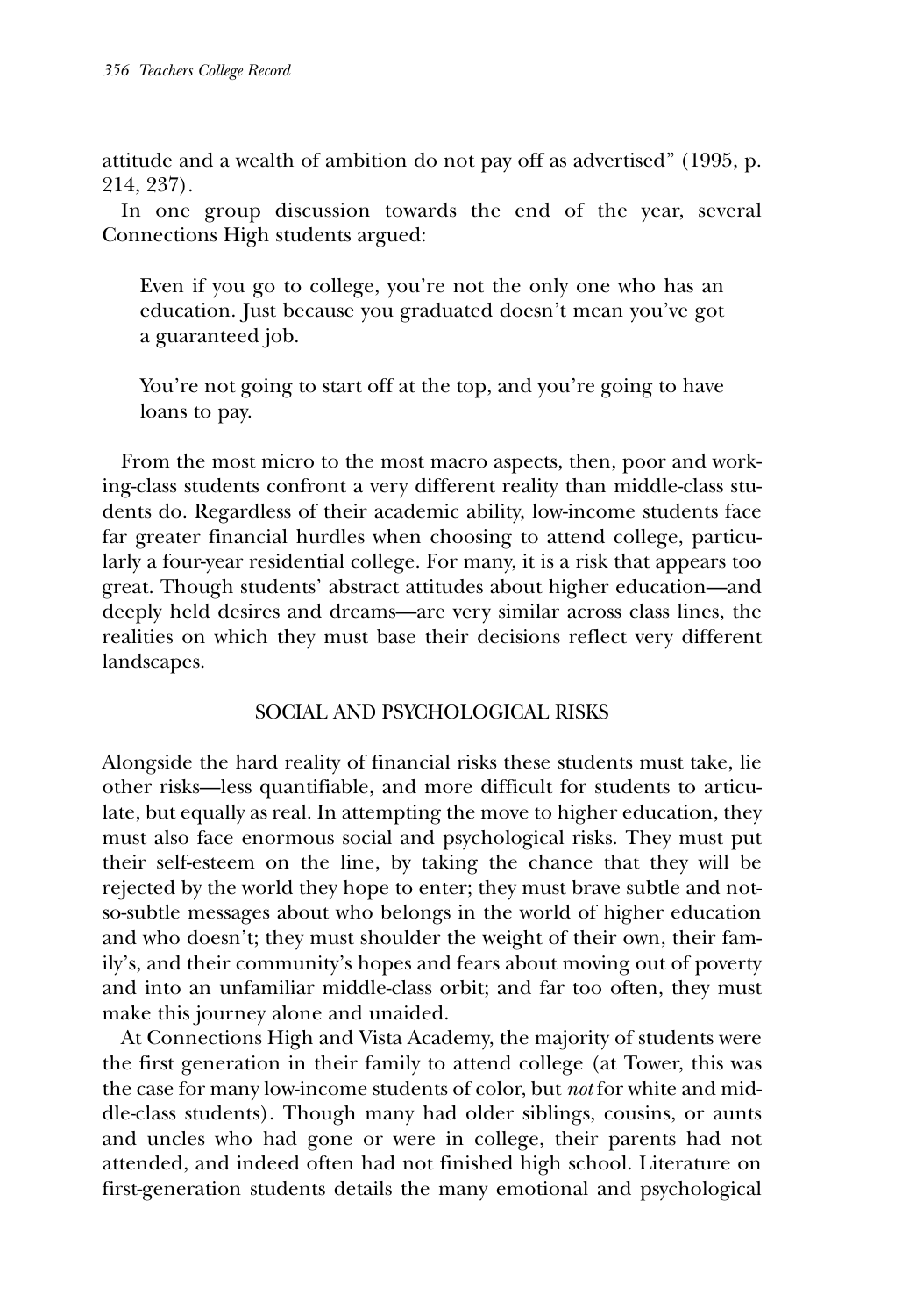attitude and a wealth of ambition do not pay off as advertised" (1995, p. 214, 237).

In one group discussion towards the end of the year, several Connections High students argued:

> Even if you go to college, you're not the only one who has an education. Just because you graduated doesn't mean you've got a guaranteed job.
>
> You're not going to start off at the top, and you're going to have loans to pay.

From the most micro to the most macro aspects, then, poor and working-class students confront a very different reality than middle-class students do. Regardless of their academic ability, low-income students face far greater financial hurdles when choosing to attend college, particularly a four-year residential college. For many, it is a risk that appears too great. Though students' abstract attitudes about higher education—and deeply held desires and dreams—are very similar across class lines, the realities on which they must base their decisions reflect very different landscapes.

## SOCIAL AND PSYCHOLOGICAL RISKS

Alongside the hard reality of financial risks these students must take, lie other risks—less quantifiable, and more difficult for students to articulate, but equally as real. In attempting the move to higher education, they must also face enormous social and psychological risks. They must put their self-esteem on the line, by taking the chance that they will be rejected by the world they hope to enter; they must brave subtle and not-so-subtle messages about who belongs in the world of higher education and who doesn't; they must shoulder the weight of their own, their family's, and their community's hopes and fears about moving out of poverty and into an unfamiliar middle-class orbit; and far too often, they must make this journey alone and unaided.

At Connections High and Vista Academy, the majority of students were the first generation in their family to attend college (at Tower, this was the case for many low-income students of color, but *not* for white and middle-class students). Though many had older siblings, cousins, or aunts and uncles who had gone or were in college, their parents had not attended, and indeed often had not finished high school. Literature on first-generation students details the many emotional and psychological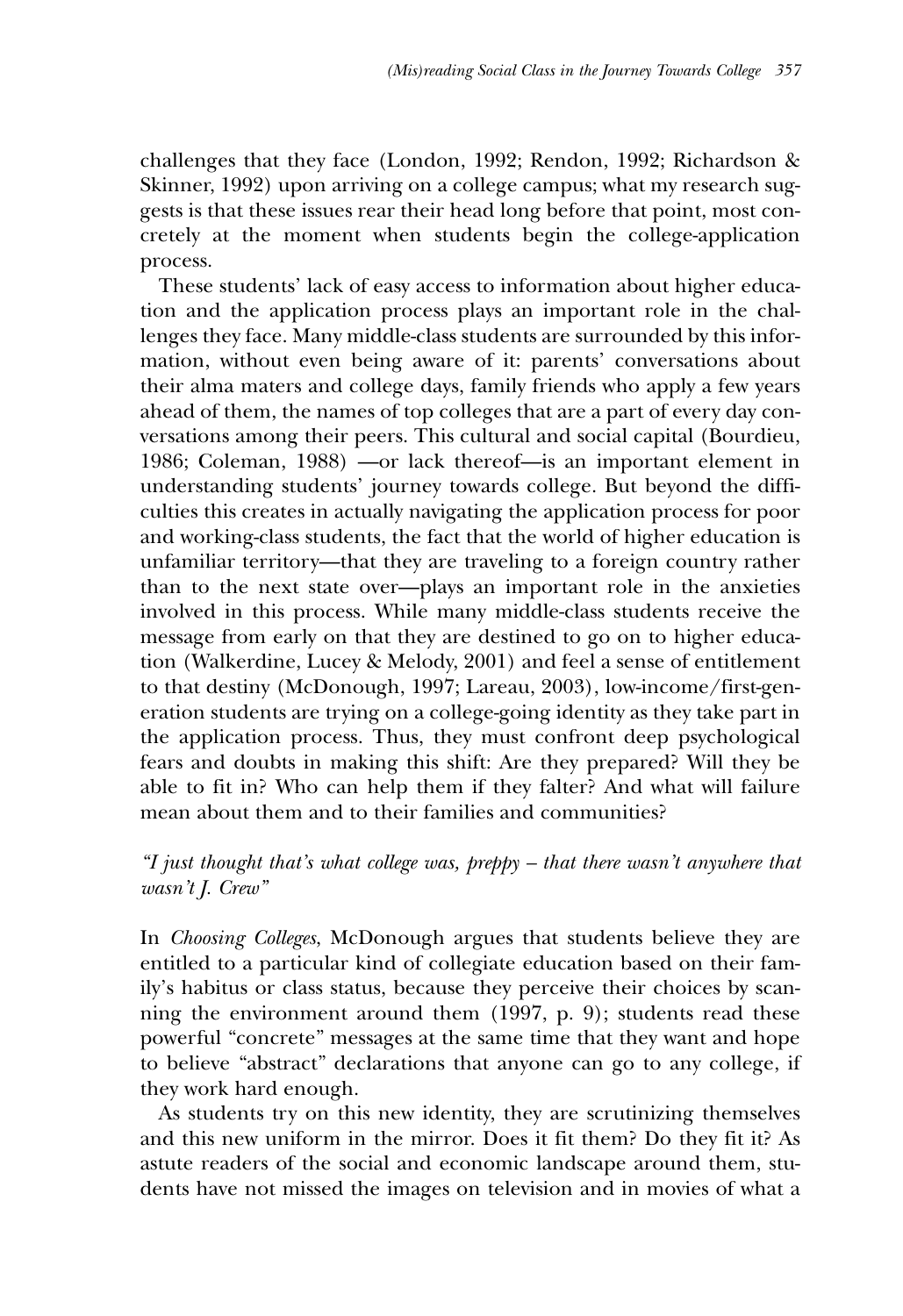challenges that they face (London, 1992; Rendon, 1992; Richardson & Skinner, 1992) upon arriving on a college campus; what my research suggests is that these issues rear their head long before that point, most concretely at the moment when students begin the college-application process.

These students' lack of easy access to information about higher education and the application process plays an important role in the challenges they face. Many middle-class students are surrounded by this information, without even being aware of it: parents' conversations about their alma maters and college days, family friends who apply a few years ahead of them, the names of top colleges that are a part of every day conversations among their peers. This cultural and social capital (Bourdieu, 1986; Coleman, 1988) —or lack thereof—is an important element in understanding students' journey towards college. But beyond the difficulties this creates in actually navigating the application process for poor and working-class students, the fact that the world of higher education is unfamiliar territory—that they are traveling to a foreign country rather than to the next state over—plays an important role in the anxieties involved in this process. While many middle-class students receive the message from early on that they are destined to go on to higher education (Walkerdine, Lucey & Melody, 2001) and feel a sense of entitlement to that destiny (McDonough, 1997; Lareau, 2003), low-income/first-generation students are trying on a college-going identity as they take part in the application process. Thus, they must confront deep psychological fears and doubts in making this shift: Are they prepared? Will they be able to fit in? Who can help them if they falter? And what will failure mean about them and to their families and communities?

### *"I just thought that's what college was, preppy – that there wasn't anywhere that wasn't J. Crew"*

In *Choosing Colleges*, McDonough argues that students believe they are entitled to a particular kind of collegiate education based on their family's habitus or class status, because they perceive their choices by scanning the environment around them (1997, p. 9); students read these powerful "concrete" messages at the same time that they want and hope to believe "abstract" declarations that anyone can go to any college, if they work hard enough.

As students try on this new identity, they are scrutinizing themselves and this new uniform in the mirror. Does it fit them? Do they fit it? As astute readers of the social and economic landscape around them, students have not missed the images on television and in movies of what a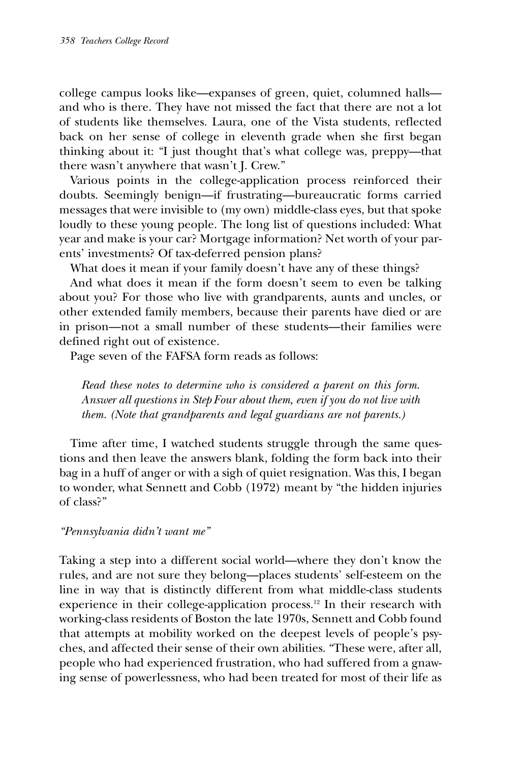college campus looks like—expanses of green, quiet, columned halls—and who is there. They have not missed the fact that there are not a lot of students like themselves. Laura, one of the Vista students, reflected back on her sense of college in eleventh grade when she first began thinking about it: "I just thought that's what college was, preppy—that there wasn't anywhere that wasn't J. Crew."

Various points in the college-application process reinforced their doubts. Seemingly benign—if frustrating—bureaucratic forms carried messages that were invisible to (my own) middle-class eyes, but that spoke loudly to these young people. The long list of questions included: What year and make is your car? Mortgage information? Net worth of your parents' investments? Of tax-deferred pension plans?

What does it mean if your family doesn't have any of these things?

And what does it mean if the form doesn't seem to even be talking about you? For those who live with grandparents, aunts and uncles, or other extended family members, because their parents have died or are in prison—not a small number of these students—their families were defined right out of existence.

Page seven of the FAFSA form reads as follows:

> *Read these notes to determine who is considered a parent on this form. Answer all questions in Step Four about them, even if you do not live with them. (Note that grandparents and legal guardians are not parents.)*

Time after time, I watched students struggle through the same questions and then leave the answers blank, folding the form back into their bag in a huff of anger or with a sigh of quiet resignation. Was this, I began to wonder, what Sennett and Cobb (1972) meant by "the hidden injuries of class?"

*"Pennsylvania didn't want me"*

Taking a step into a different social world—where they don't know the rules, and are not sure they belong—places students' self-esteem on the line in way that is distinctly different from what middle-class students experience in their college-application process.[12] In their research with working-class residents of Boston the late 1970s, Sennett and Cobb found that attempts at mobility worked on the deepest levels of people's psyches, and affected their sense of their own abilities. "These were, after all, people who had experienced frustration, who had suffered from a gnawing sense of powerlessness, who had been treated for most of their life as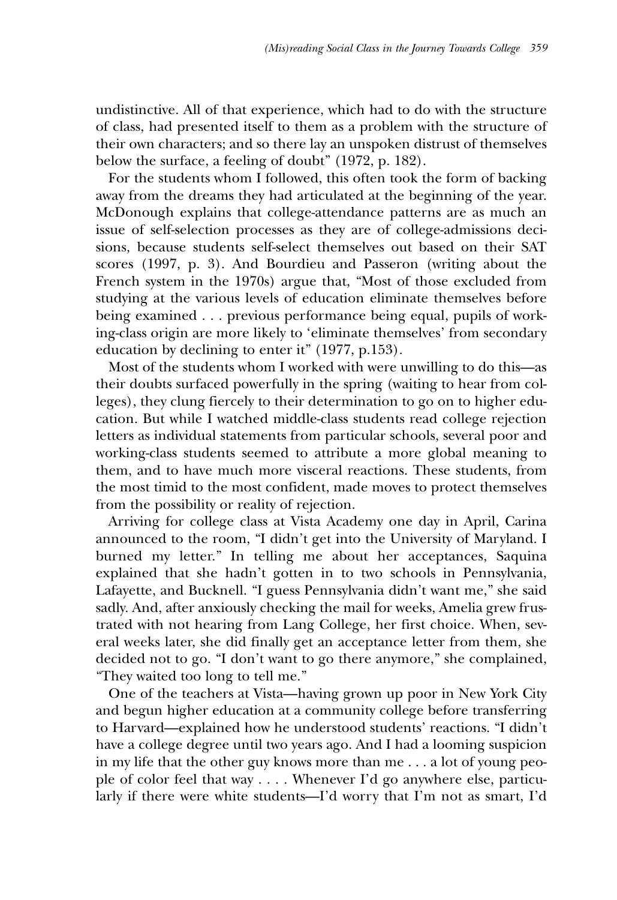undistinctive. All of that experience, which had to do with the structure of class, had presented itself to them as a problem with the structure of their own characters; and so there lay an unspoken distrust of themselves below the surface, a feeling of doubt" (1972, p. 182).

For the students whom I followed, this often took the form of backing away from the dreams they had articulated at the beginning of the year. McDonough explains that college-attendance patterns are as much an issue of self-selection processes as they are of college-admissions decisions, because students self-select themselves out based on their SAT scores (1997, p. 3). And Bourdieu and Passeron (writing about the French system in the 1970s) argue that, "Most of those excluded from studying at the various levels of education eliminate themselves before being examined . . . previous performance being equal, pupils of working-class origin are more likely to 'eliminate themselves' from secondary education by declining to enter it" (1977, p.153).

Most of the students whom I worked with were unwilling to do this—as their doubts surfaced powerfully in the spring (waiting to hear from colleges), they clung fiercely to their determination to go on to higher education. But while I watched middle-class students read college rejection letters as individual statements from particular schools, several poor and working-class students seemed to attribute a more global meaning to them, and to have much more visceral reactions. These students, from the most timid to the most confident, made moves to protect themselves from the possibility or reality of rejection.

Arriving for college class at Vista Academy one day in April, Carina announced to the room, "I didn't get into the University of Maryland. I burned my letter." In telling me about her acceptances, Saquina explained that she hadn't gotten in to two schools in Pennsylvania, Lafayette, and Bucknell. "I guess Pennsylvania didn't want me," she said sadly. And, after anxiously checking the mail for weeks, Amelia grew frustrated with not hearing from Lang College, her first choice. When, several weeks later, she did finally get an acceptance letter from them, she decided not to go. "I don't want to go there anymore," she complained, "They waited too long to tell me."

One of the teachers at Vista—having grown up poor in New York City and begun higher education at a community college before transferring to Harvard—explained how he understood students' reactions. "I didn't have a college degree until two years ago. And I had a looming suspicion in my life that the other guy knows more than me . . . a lot of young people of color feel that way . . . . Whenever I'd go anywhere else, particularly if there were white students—I'd worry that I'm not as smart, I'd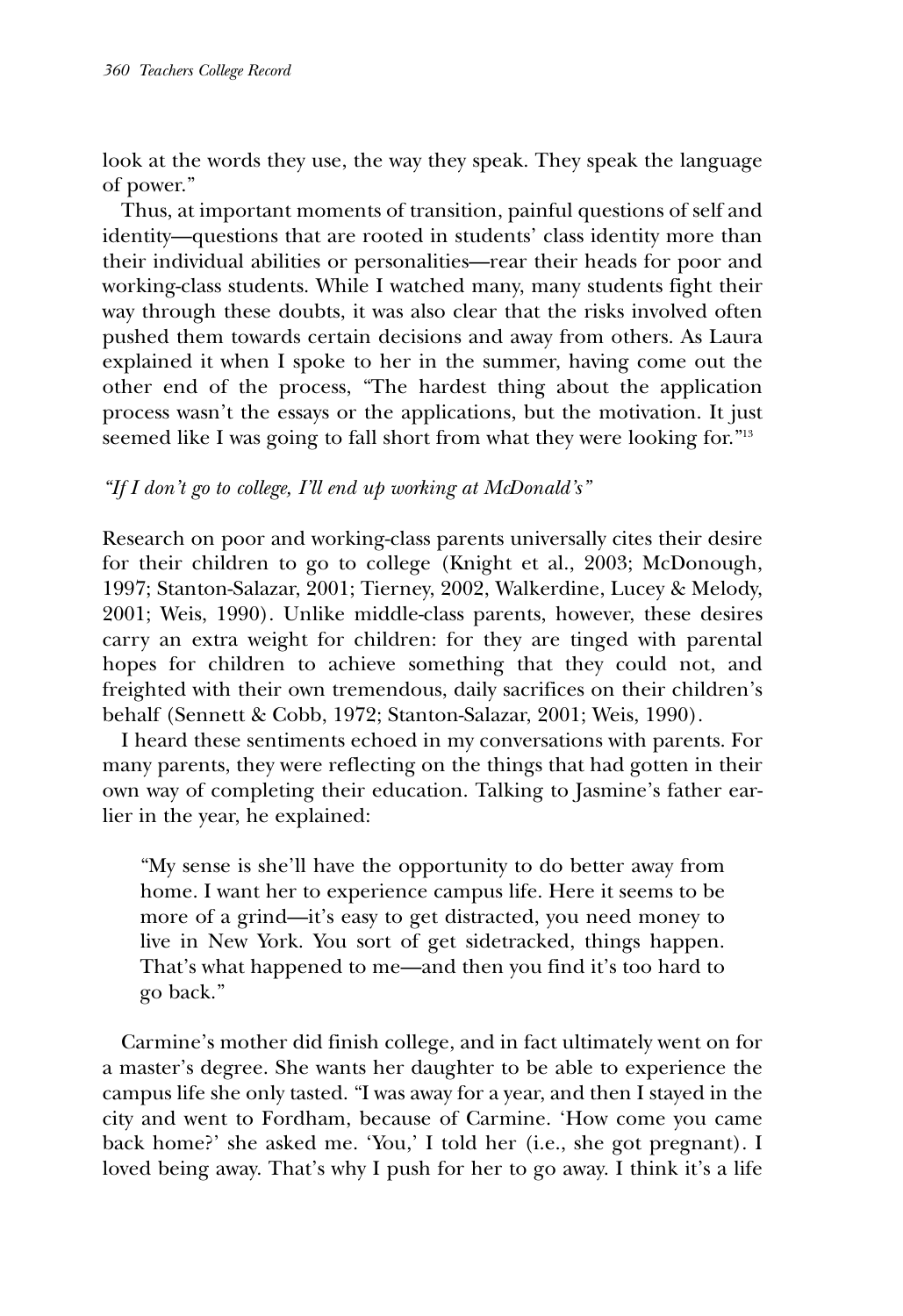look at the words they use, the way they speak. They speak the language of power."

Thus, at important moments of transition, painful questions of self and identity—questions that are rooted in students' class identity more than their individual abilities or personalities—rear their heads for poor and working-class students. While I watched many, many students fight their way through these doubts, it was also clear that the risks involved often pushed them towards certain decisions and away from others. As Laura explained it when I spoke to her in the summer, having come out the other end of the process, "The hardest thing about the application process wasn't the essays or the applications, but the motivation. It just seemed like I was going to fall short from what they were looking for."[13]

*"If I don't go to college, I'll end up working at McDonald's"*

Research on poor and working-class parents universally cites their desire for their children to go to college (Knight et al., 2003; McDonough, 1997; Stanton-Salazar, 2001; Tierney, 2002, Walkerdine, Lucey & Melody, 2001; Weis, 1990). Unlike middle-class parents, however, these desires carry an extra weight for children: for they are tinged with parental hopes for children to achieve something that they could not, and freighted with their own tremendous, daily sacrifices on their children's behalf (Sennett & Cobb, 1972; Stanton-Salazar, 2001; Weis, 1990).

I heard these sentiments echoed in my conversations with parents. For many parents, they were reflecting on the things that had gotten in their own way of completing their education. Talking to Jasmine's father earlier in the year, he explained:

> "My sense is she'll have the opportunity to do better away from home. I want her to experience campus life. Here it seems to be more of a grind—it's easy to get distracted, you need money to live in New York. You sort of get sidetracked, things happen. That's what happened to me—and then you find it's too hard to go back."

Carmine's mother did finish college, and in fact ultimately went on for a master's degree. She wants her daughter to be able to experience the campus life she only tasted. "I was away for a year, and then I stayed in the city and went to Fordham, because of Carmine. 'How come you came back home?' she asked me. 'You,' I told her (i.e., she got pregnant). I loved being away. That's why I push for her to go away. I think it's a life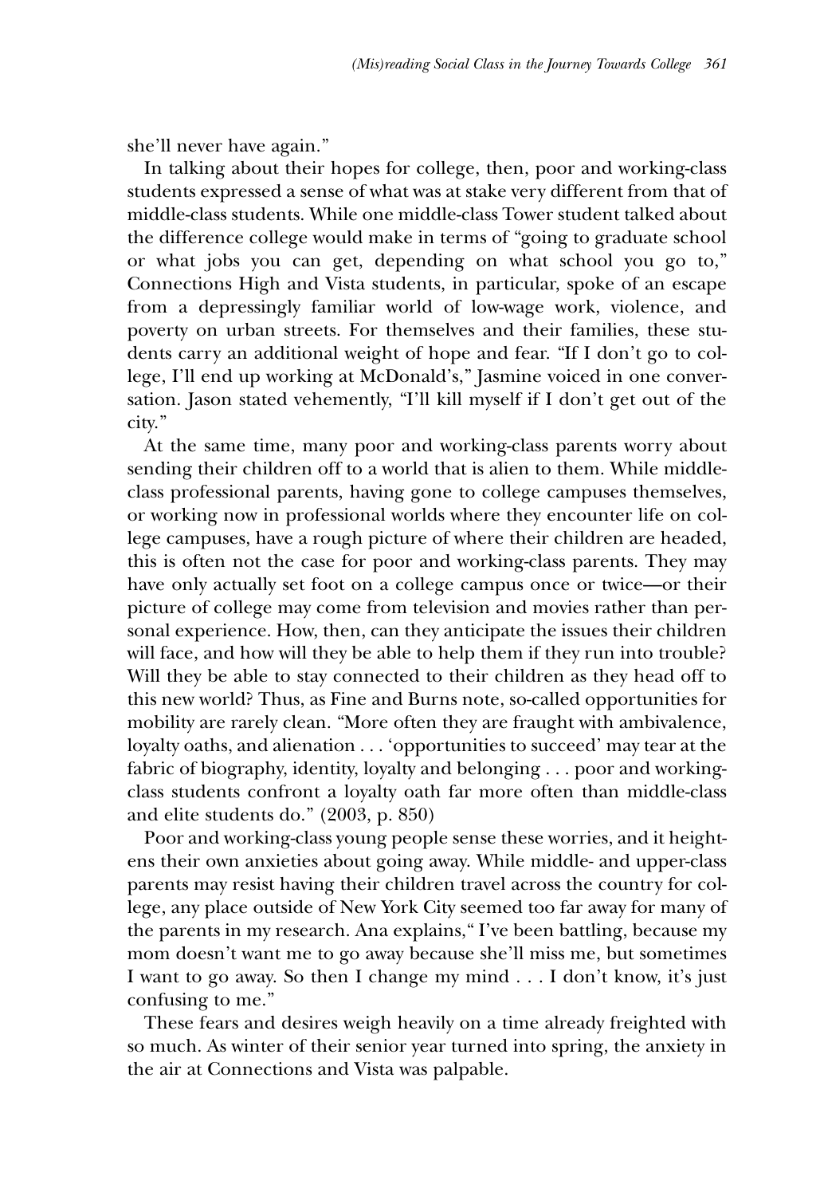she'll never have again."

In talking about their hopes for college, then, poor and working-class students expressed a sense of what was at stake very different from that of middle-class students. While one middle-class Tower student talked about the difference college would make in terms of "going to graduate school or what jobs you can get, depending on what school you go to," Connections High and Vista students, in particular, spoke of an escape from a depressingly familiar world of low-wage work, violence, and poverty on urban streets. For themselves and their families, these students carry an additional weight of hope and fear. "If I don't go to college, I'll end up working at McDonald's," Jasmine voiced in one conversation. Jason stated vehemently, "I'll kill myself if I don't get out of the city."

At the same time, many poor and working-class parents worry about sending their children off to a world that is alien to them. While middle-class professional parents, having gone to college campuses themselves, or working now in professional worlds where they encounter life on college campuses, have a rough picture of where their children are headed, this is often not the case for poor and working-class parents. They may have only actually set foot on a college campus once or twice—or their picture of college may come from television and movies rather than personal experience. How, then, can they anticipate the issues their children will face, and how will they be able to help them if they run into trouble? Will they be able to stay connected to their children as they head off to this new world? Thus, as Fine and Burns note, so-called opportunities for mobility are rarely clean. "More often they are fraught with ambivalence, loyalty oaths, and alienation . . . 'opportunities to succeed' may tear at the fabric of biography, identity, loyalty and belonging . . . poor and working-class students confront a loyalty oath far more often than middle-class and elite students do." (2003, p. 850)

Poor and working-class young people sense these worries, and it heightens their own anxieties about going away. While middle- and upper-class parents may resist having their children travel across the country for college, any place outside of New York City seemed too far away for many of the parents in my research. Ana explains, "I've been battling, because my mom doesn't want me to go away because she'll miss me, but sometimes I want to go away. So then I change my mind . . . I don't know, it's just confusing to me."

These fears and desires weigh heavily on a time already freighted with so much. As winter of their senior year turned into spring, the anxiety in the air at Connections and Vista was palpable.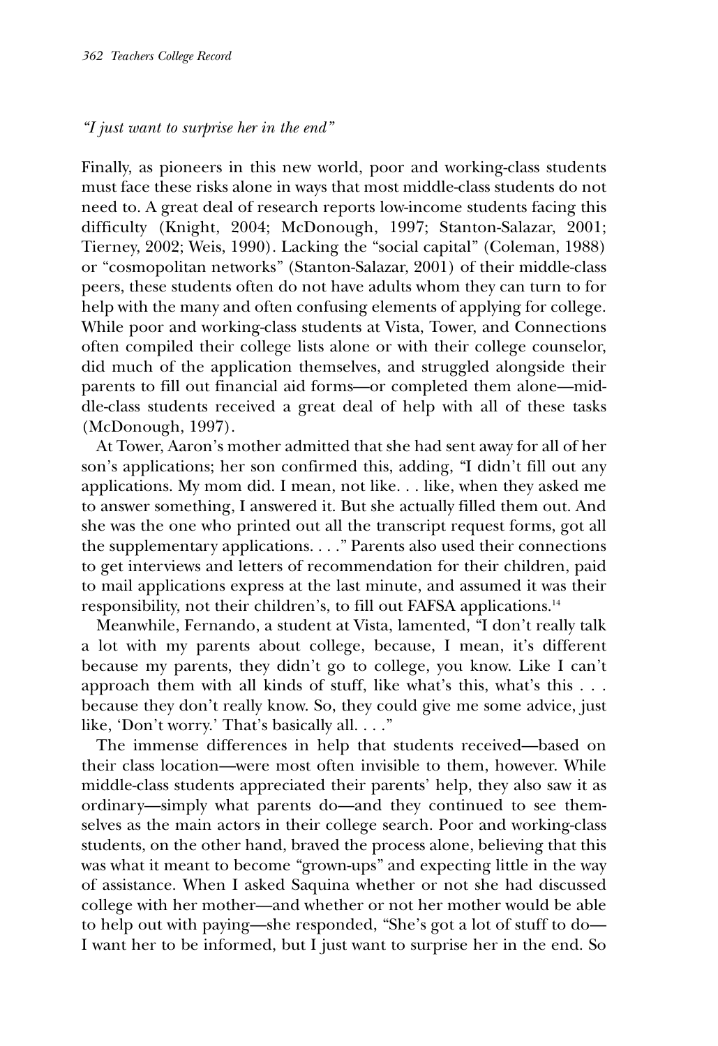*"I just want to surprise her in the end"*

Finally, as pioneers in this new world, poor and working-class students must face these risks alone in ways that most middle-class students do not need to. A great deal of research reports low-income students facing this difficulty (Knight, 2004; McDonough, 1997; Stanton-Salazar, 2001; Tierney, 2002; Weis, 1990). Lacking the "social capital" (Coleman, 1988) or "cosmopolitan networks" (Stanton-Salazar, 2001) of their middle-class peers, these students often do not have adults whom they can turn to for help with the many and often confusing elements of applying for college. While poor and working-class students at Vista, Tower, and Connections often compiled their college lists alone or with their college counselor, did much of the application themselves, and struggled alongside their parents to fill out financial aid forms—or completed them alone—middle-class students received a great deal of help with all of these tasks (McDonough, 1997).

At Tower, Aaron's mother admitted that she had sent away for all of her son's applications; her son confirmed this, adding, "I didn't fill out any applications. My mom did. I mean, not like. . . like, when they asked me to answer something, I answered it. But she actually filled them out. And she was the one who printed out all the transcript request forms, got all the supplementary applications. . . ." Parents also used their connections to get interviews and letters of recommendation for their children, paid to mail applications express at the last minute, and assumed it was their responsibility, not their children's, to fill out FAFSA applications.[14]

Meanwhile, Fernando, a student at Vista, lamented, "I don't really talk a lot with my parents about college, because, I mean, it's different because my parents, they didn't go to college, you know. Like I can't approach them with all kinds of stuff, like what's this, what's this . . . because they don't really know. So, they could give me some advice, just like, 'Don't worry.' That's basically all. . . ."

The immense differences in help that students received—based on their class location—were most often invisible to them, however. While middle-class students appreciated their parents' help, they also saw it as ordinary—simply what parents do—and they continued to see themselves as the main actors in their college search. Poor and working-class students, on the other hand, braved the process alone, believing that this was what it meant to become "grown-ups" and expecting little in the way of assistance. When I asked Saquina whether or not she had discussed college with her mother—and whether or not her mother would be able to help out with paying—she responded, "She's got a lot of stuff to do—I want her to be informed, but I just want to surprise her in the end. So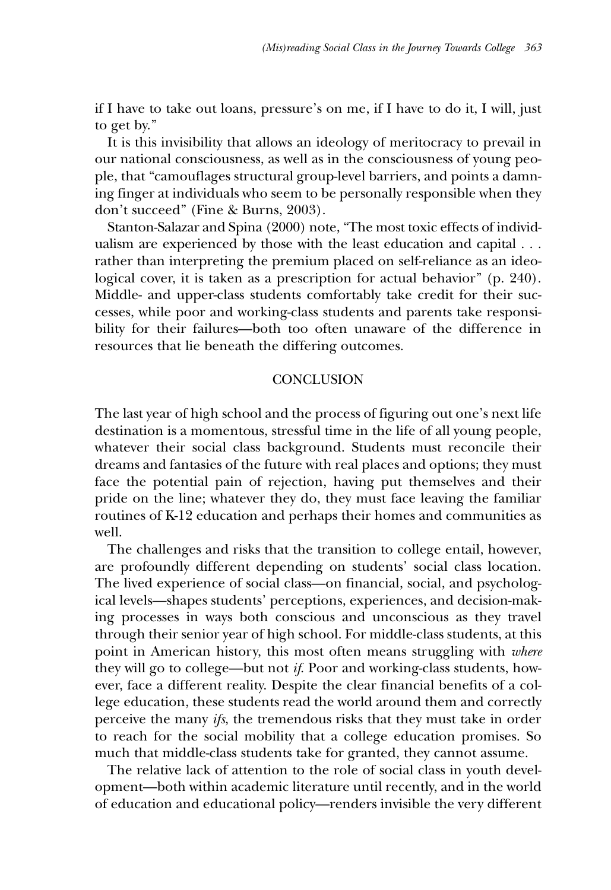if I have to take out loans, pressure's on me, if I have to do it, I will, just to get by."

It is this invisibility that allows an ideology of meritocracy to prevail in our national consciousness, as well as in the consciousness of young people, that "camouflages structural group-level barriers, and points a damning finger at individuals who seem to be personally responsible when they don't succeed" (Fine & Burns, 2003).

Stanton-Salazar and Spina (2000) note, "The most toxic effects of individualism are experienced by those with the least education and capital . . . rather than interpreting the premium placed on self-reliance as an ideological cover, it is taken as a prescription for actual behavior" (p. 240). Middle- and upper-class students comfortably take credit for their successes, while poor and working-class students and parents take responsibility for their failures—both too often unaware of the difference in resources that lie beneath the differing outcomes.

## CONCLUSION

The last year of high school and the process of figuring out one's next life destination is a momentous, stressful time in the life of all young people, whatever their social class background. Students must reconcile their dreams and fantasies of the future with real places and options; they must face the potential pain of rejection, having put themselves and their pride on the line; whatever they do, they must face leaving the familiar routines of K-12 education and perhaps their homes and communities as well.

The challenges and risks that the transition to college entail, however, are profoundly different depending on students' social class location. The lived experience of social class—on financial, social, and psychological levels—shapes students' perceptions, experiences, and decision-making processes in ways both conscious and unconscious as they travel through their senior year of high school. For middle-class students, at this point in American history, this most often means struggling with *where* they will go to college—but not *if.* Poor and working-class students, however, face a different reality. Despite the clear financial benefits of a college education, these students read the world around them and correctly perceive the many *ifs*, the tremendous risks that they must take in order to reach for the social mobility that a college education promises. So much that middle-class students take for granted, they cannot assume.

The relative lack of attention to the role of social class in youth development—both within academic literature until recently, and in the world of education and educational policy—renders invisible the very different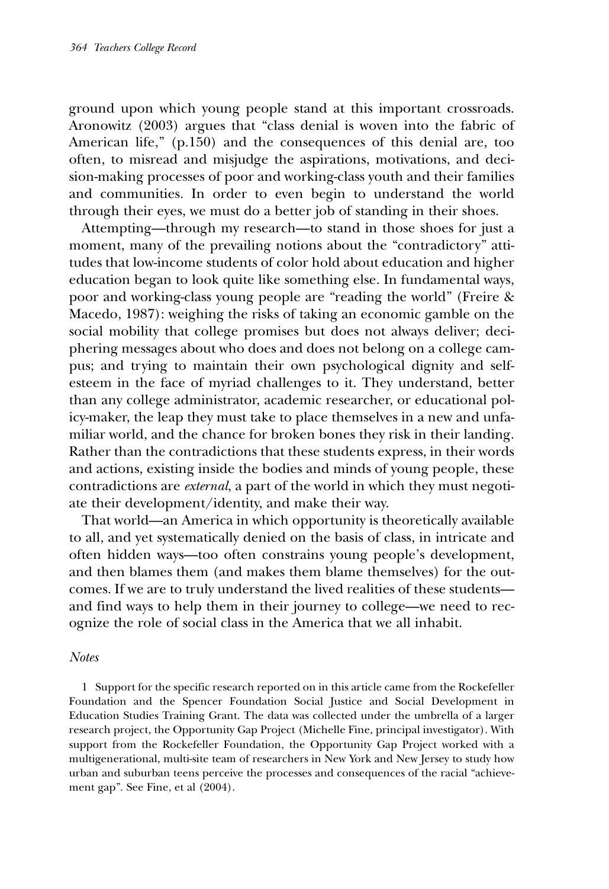ground upon which young people stand at this important crossroads. Aronowitz (2003) argues that "class denial is woven into the fabric of American life," (p.150) and the consequences of this denial are, too often, to misread and misjudge the aspirations, motivations, and decision-making processes of poor and working-class youth and their families and communities. In order to even begin to understand the world through their eyes, we must do a better job of standing in their shoes.

Attempting—through my research—to stand in those shoes for just a moment, many of the prevailing notions about the "contradictory" attitudes that low-income students of color hold about education and higher education began to look quite like something else. In fundamental ways, poor and working-class young people are "reading the world" (Freire & Macedo, 1987): weighing the risks of taking an economic gamble on the social mobility that college promises but does not always deliver; deciphering messages about who does and does not belong on a college campus; and trying to maintain their own psychological dignity and self-esteem in the face of myriad challenges to it. They understand, better than any college administrator, academic researcher, or educational policy-maker, the leap they must take to place themselves in a new and unfamiliar world, and the chance for broken bones they risk in their landing. Rather than the contradictions that these students express, in their words and actions, existing inside the bodies and minds of young people, these contradictions are *external*, a part of the world in which they must negotiate their development/identity, and make their way.

That world—an America in which opportunity is theoretically available to all, and yet systematically denied on the basis of class, in intricate and often hidden ways—too often constrains young people's development, and then blames them (and makes them blame themselves) for the outcomes. If we are to truly understand the lived realities of these students—and find ways to help them in their journey to college—we need to recognize the role of social class in the America that we all inhabit.

*Notes*

1 Support for the specific research reported on in this article came from the Rockefeller Foundation and the Spencer Foundation Social Justice and Social Development in Education Studies Training Grant. The data was collected under the umbrella of a larger research project, the Opportunity Gap Project (Michelle Fine, principal investigator). With support from the Rockefeller Foundation, the Opportunity Gap Project worked with a multigenerational, multi-site team of researchers in New York and New Jersey to study how urban and suburban teens perceive the processes and consequences of the racial "achievement gap". See Fine, et al (2004).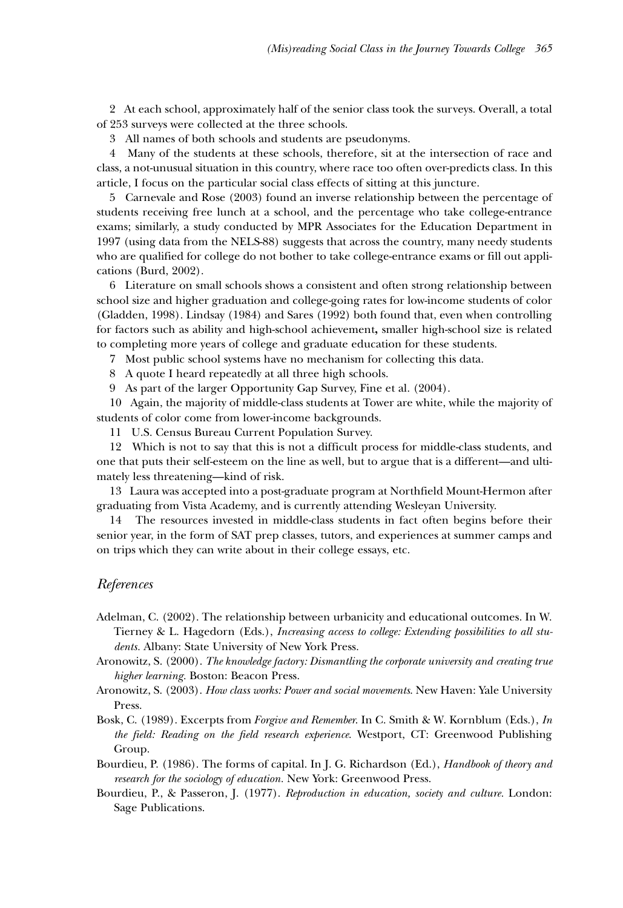2 At each school, approximately half of the senior class took the surveys. Overall, a total of 253 surveys were collected at the three schools.

3 All names of both schools and students are pseudonyms.

4 Many of the students at these schools, therefore, sit at the intersection of race and class, a not-unusual situation in this country, where race too often over-predicts class. In this article, I focus on the particular social class effects of sitting at this juncture.

5 Carnevale and Rose (2003) found an inverse relationship between the percentage of students receiving free lunch at a school, and the percentage who take college-entrance exams; similarly, a study conducted by MPR Associates for the Education Department in 1997 (using data from the NELS-88) suggests that across the country, many needy students who are qualified for college do not bother to take college-entrance exams or fill out applications (Burd, 2002).

6 Literature on small schools shows a consistent and often strong relationship between school size and higher graduation and college-going rates for low-income students of color (Gladden, 1998). Lindsay (1984) and Sares (1992) both found that, even when controlling for factors such as ability and high-school achievement**,** smaller high-school size is related to completing more years of college and graduate education for these students.

7 Most public school systems have no mechanism for collecting this data.

8 A quote I heard repeatedly at all three high schools.

9 As part of the larger Opportunity Gap Survey, Fine et al. (2004).

10 Again, the majority of middle-class students at Tower are white, while the majority of students of color come from lower-income backgrounds.

11 U.S. Census Bureau Current Population Survey.

12 Which is not to say that this is not a difficult process for middle-class students, and one that puts their self-esteem on the line as well, but to argue that is a different—and ultimately less threatening—kind of risk.

13 Laura was accepted into a post-graduate program at Northfield Mount-Hermon after graduating from Vista Academy, and is currently attending Wesleyan University.

14 The resources invested in middle-class students in fact often begins before their senior year, in the form of SAT prep classes, tutors, and experiences at summer camps and on trips which they can write about in their college essays, etc.

## *References*

Adelman, C. (2002). The relationship between urbanicity and educational outcomes. In W. Tierney & L. Hagedorn (Eds.), *Increasing access to college: Extending possibilities to all students.* Albany: State University of New York Press.

Aronowitz, S. (2000). *The knowledge factory: Dismantling the corporate university and creating true higher learning.* Boston: Beacon Press.

Aronowitz, S. (2003). *How class works: Power and social movements.* New Haven: Yale University Press.

Bosk, C. (1989). Excerpts from *Forgive and Remember.* In C. Smith & W. Kornblum (Eds.), *In the field: Reading on the field research experience.* Westport, CT: Greenwood Publishing Group.

Bourdieu, P. (1986). The forms of capital. In J. G. Richardson (Ed.), *Handbook of theory and research for the sociology of education.* New York: Greenwood Press.

Bourdieu, P., & Passeron, J. (1977). *Reproduction in education, society and culture.* London: Sage Publications.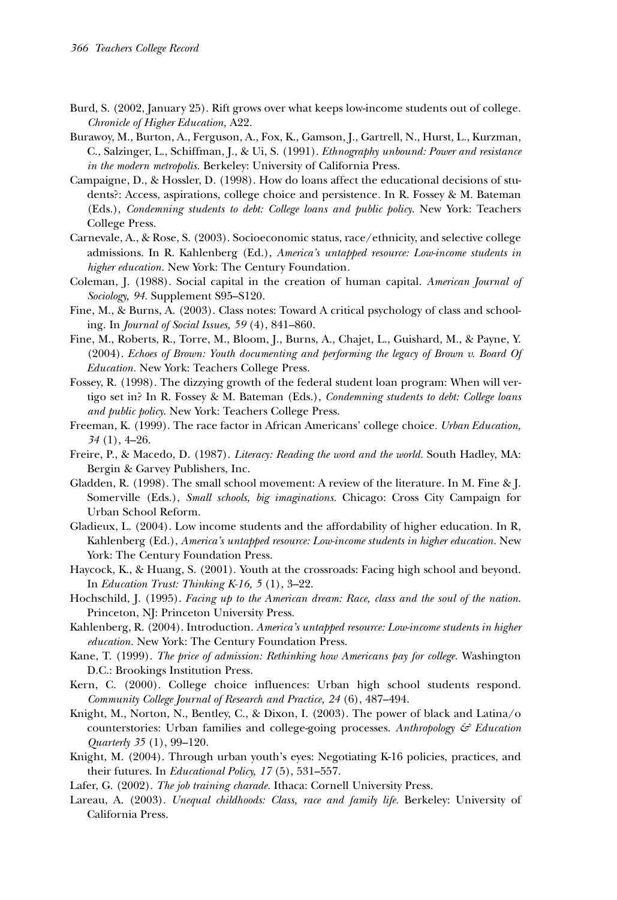Burd, S. (2002, January 25). Rift grows over what keeps low-income students out of college. *Chronicle of Higher Education,* A22.

Burawoy, M., Burton, A., Ferguson, A., Fox, K., Gamson, J., Gartrell, N., Hurst, L., Kurzman, C., Salzinger, L., Schiffman, J., & Ui, S. (1991). *Ethnography unbound: Power and resistance in the modern metropolis.* Berkeley: University of California Press.

Campaigne, D., & Hossler, D. (1998). How do loans affect the educational decisions of students?: Access, aspirations, college choice and persistence. In R. Fossey & M. Bateman (Eds.), *Condemning students to debt: College loans and public policy*. New York: Teachers College Press.

Carnevale, A., & Rose, S. (2003). Socioeconomic status, race/ethnicity, and selective college admissions. In R. Kahlenberg (Ed.), *America's untapped resource: Low-income students in higher education.* New York: The Century Foundation.

Coleman, J. (1988). Social capital in the creation of human capital. *American Journal of Sociology, 94.* Supplement S95–S120.

Fine, M., & Burns, A. (2003). Class notes: Toward A critical psychology of class and schooling. In *Journal of Social Issues, 59* (4), 841–860.

Fine, M., Roberts, R., Torre, M., Bloom, J., Burns, A., Chajet, L., Guishard, M., & Payne, Y. (2004). *Echoes of Brown: Youth documenting and performing the legacy of Brown v. Board Of Education.* New York: Teachers College Press.

Fossey, R. (1998). The dizzying growth of the federal student loan program: When will vertigo set in? In R. Fossey & M. Bateman (Eds.), *Condemning students to debt: College loans and public policy.* New York: Teachers College Press.

Freeman, K. (1999). The race factor in African Americans' college choice. *Urban Education, 34* (1), 4–26.

Freire, P., & Macedo, D. (1987). *Literacy: Reading the word and the world.* South Hadley, MA: Bergin & Garvey Publishers, Inc.

Gladden, R. (1998). The small school movement: A review of the literature. In M. Fine & J. Somerville (Eds.), *Small schools, big imaginations.* Chicago: Cross City Campaign for Urban School Reform.

Gladieux, L. (2004). Low income students and the affordability of higher education. In R, Kahlenberg (Ed.), *America's untapped resource: Low-income students in higher education.* New York: The Century Foundation Press.

Haycock, K., & Huang, S. (2001). Youth at the crossroads: Facing high school and beyond. In *Education Trust: Thinking K-16, 5* (1), 3–22.

Hochschild, J. (1995). *Facing up to the American dream: Race, class and the soul of the nation.* Princeton, NJ: Princeton University Press.

Kahlenberg, R. (2004). Introduction. *America's untapped resource: Low-income students in higher education.* New York: The Century Foundation Press.

Kane, T. (1999). *The price of admission: Rethinking how Americans pay for college.* Washington D.C.: Brookings Institution Press.

Kern, C. (2000). College choice influences: Urban high school students respond. *Community College Journal of Research and Practice, 24* (6), 487–494.

Knight, M., Norton, N., Bentley, C., & Dixon, I. (2003). The power of black and Latina/o counterstories: Urban families and college-going processes. *Anthropology & Education Quarterly 35* (1), 99–120.

Knight, M. (2004). Through urban youth's eyes: Negotiating K-16 policies, practices, and their futures. In *Educational Policy, 17* (5), 531–557.

Lafer, G. (2002). *The job training charade.* Ithaca: Cornell University Press.

Lareau, A. (2003). *Unequal childhoods: Class, race and family life.* Berkeley: University of California Press.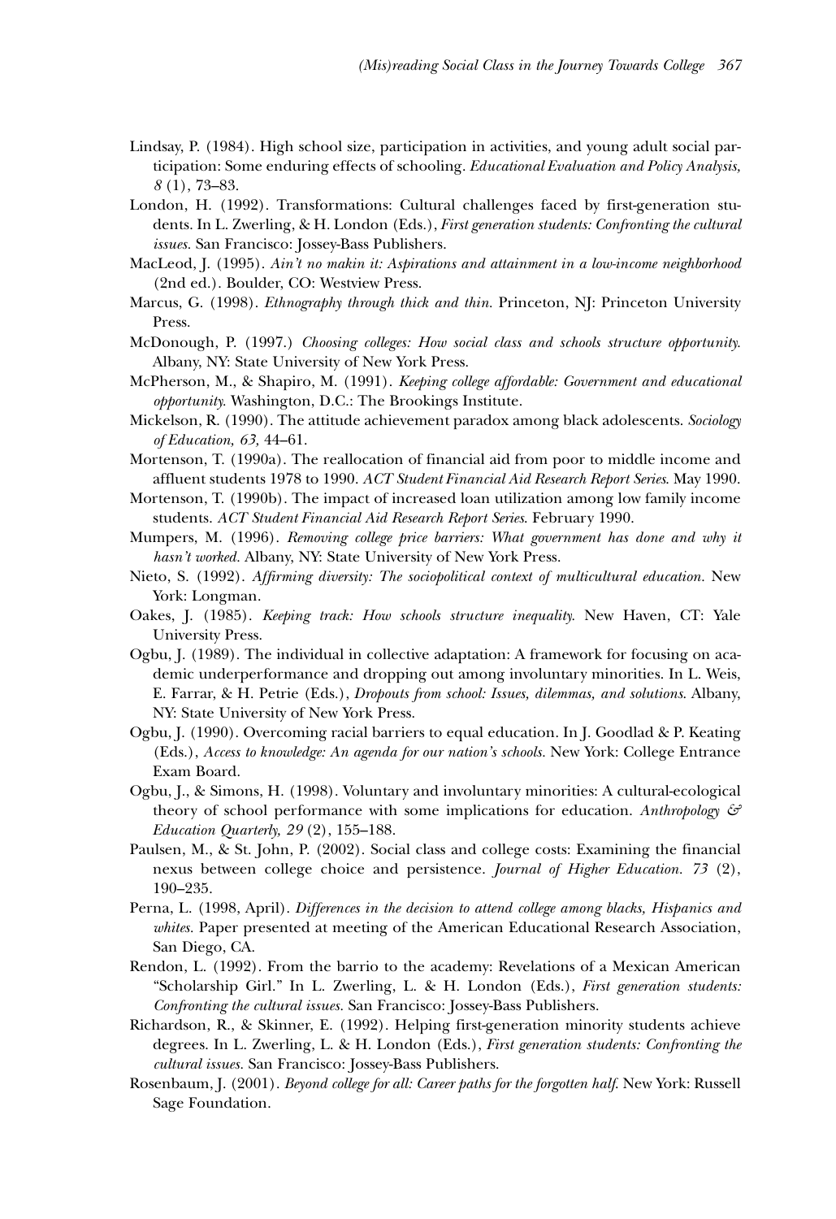Lindsay, P. (1984). High school size, participation in activities, and young adult social participation: Some enduring effects of schooling. *Educational Evaluation and Policy Analysis, 8* (1), 73–83.

London, H. (1992). Transformations: Cultural challenges faced by first-generation students. In L. Zwerling, & H. London (Eds.), *First generation students: Confronting the cultural issues*. San Francisco: Jossey-Bass Publishers.

MacLeod, J. (1995). *Ain't no makin it: Aspirations and attainment in a low-income neighborhood* (2nd ed.). Boulder, CO: Westview Press.

Marcus, G. (1998). *Ethnography through thick and thin*. Princeton, NJ: Princeton University Press.

McDonough, P. (1997.) *Choosing colleges: How social class and schools structure opportunity*. Albany, NY: State University of New York Press.

McPherson, M., & Shapiro, M. (1991). *Keeping college affordable: Government and educational opportunity*. Washington, D.C.: The Brookings Institute.

Mickelson, R. (1990). The attitude achievement paradox among black adolescents. *Sociology of Education, 63,* 44–61.

Mortenson, T. (1990a). The reallocation of financial aid from poor to middle income and affluent students 1978 to 1990. *ACT Student Financial Aid Research Report Series*. May 1990.

Mortenson, T. (1990b). The impact of increased loan utilization among low family income students. *ACT Student Financial Aid Research Report Series*. February 1990.

Mumpers, M. (1996). *Removing college price barriers: What government has done and why it hasn't worked*. Albany, NY: State University of New York Press.

Nieto, S. (1992). *Affirming diversity: The sociopolitical context of multicultural education*. New York: Longman.

Oakes, J. (1985). *Keeping track: How schools structure inequality*. New Haven, CT: Yale University Press.

Ogbu, J. (1989). The individual in collective adaptation: A framework for focusing on academic underperformance and dropping out among involuntary minorities. In L. Weis, E. Farrar, & H. Petrie (Eds.), *Dropouts from school: Issues, dilemmas, and solutions*. Albany, NY: State University of New York Press.

Ogbu, J. (1990). Overcoming racial barriers to equal education. In J. Goodlad & P. Keating (Eds.), *Access to knowledge: An agenda for our nation's schools*. New York: College Entrance Exam Board.

Ogbu, J., & Simons, H. (1998). Voluntary and involuntary minorities: A cultural-ecological theory of school performance with some implications for education. *Anthropology & Education Quarterly, 29* (2), 155–188.

Paulsen, M., & St. John, P. (2002). Social class and college costs: Examining the financial nexus between college choice and persistence. *Journal of Higher Education. 73* (2), 190–235.

Perna, L. (1998, April). *Differences in the decision to attend college among blacks, Hispanics and whites*. Paper presented at meeting of the American Educational Research Association, San Diego, CA.

Rendon, L. (1992). From the barrio to the academy: Revelations of a Mexican American "Scholarship Girl." In L. Zwerling, L. & H. London (Eds.), *First generation students: Confronting the cultural issues*. San Francisco: Jossey-Bass Publishers.

Richardson, R., & Skinner, E. (1992). Helping first-generation minority students achieve degrees. In L. Zwerling, L. & H. London (Eds.), *First generation students: Confronting the cultural issues*. San Francisco: Jossey-Bass Publishers.

Rosenbaum, J. (2001). *Beyond college for all: Career paths for the forgotten half*. New York: Russell Sage Foundation.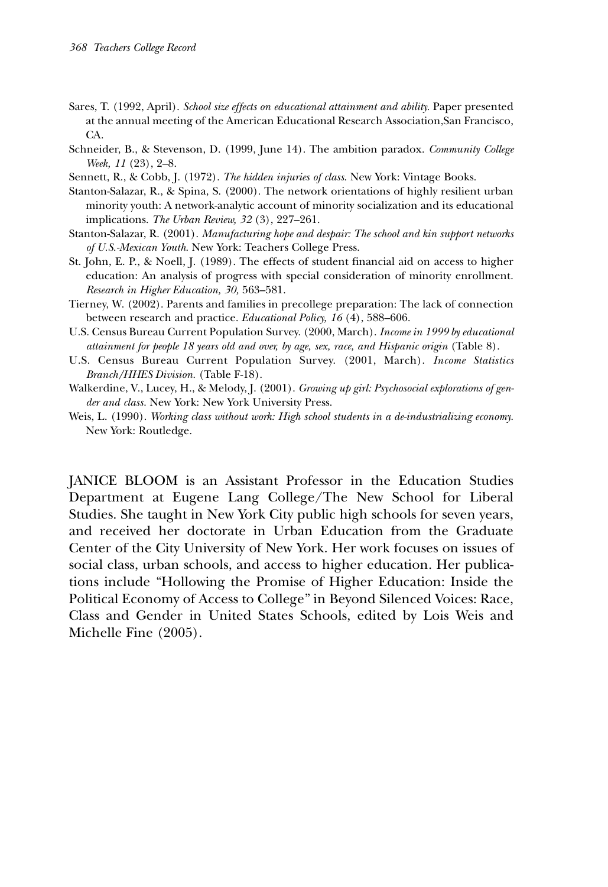Sares, T. (1992, April). *School size effects on educational attainment and ability.* Paper presented at the annual meeting of the American Educational Research Association,San Francisco, CA.

Schneider, B., & Stevenson, D. (1999, June 14). The ambition paradox. *Community College Week, 11* (23), 2–8.

Sennett, R., & Cobb, J. (1972). *The hidden injuries of class.* New York: Vintage Books.

Stanton-Salazar, R., & Spina, S. (2000). The network orientations of highly resilient urban minority youth: A network-analytic account of minority socialization and its educational implications. *The Urban Review, 32* (3), 227–261.

Stanton-Salazar, R. (2001). *Manufacturing hope and despair: The school and kin support networks of U.S.-Mexican Youth.* New York: Teachers College Press.

St. John, E. P., & Noell, J. (1989). The effects of student financial aid on access to higher education: An analysis of progress with special consideration of minority enrollment. *Research in Higher Education, 30,* 563–581.

Tierney, W. (2002). Parents and families in precollege preparation: The lack of connection between research and practice. *Educational Policy, 16* (4), 588–606.

U.S. Census Bureau Current Population Survey. (2000, March). *Income in 1999 by educational attainment for people 18 years old and over, by age, sex, race, and Hispanic origin* (Table 8).

U.S. Census Bureau Current Population Survey. (2001, March). *Income Statistics Branch/HHES Division.* (Table F-18).

Walkerdine, V., Lucey, H., & Melody, J. (2001). *Growing up girl: Psychosocial explorations of gender and class.* New York: New York University Press.

Weis, L. (1990). *Working class without work: High school students in a de-industrializing economy.* New York: Routledge.

JANICE BLOOM is an Assistant Professor in the Education Studies Department at Eugene Lang College/The New School for Liberal Studies. She taught in New York City public high schools for seven years, and received her doctorate in Urban Education from the Graduate Center of the City University of New York. Her work focuses on issues of social class, urban schools, and access to higher education. Her publications include "Hollowing the Promise of Higher Education: Inside the Political Economy of Access to College" in Beyond Silenced Voices: Race, Class and Gender in United States Schools, edited by Lois Weis and Michelle Fine (2005).